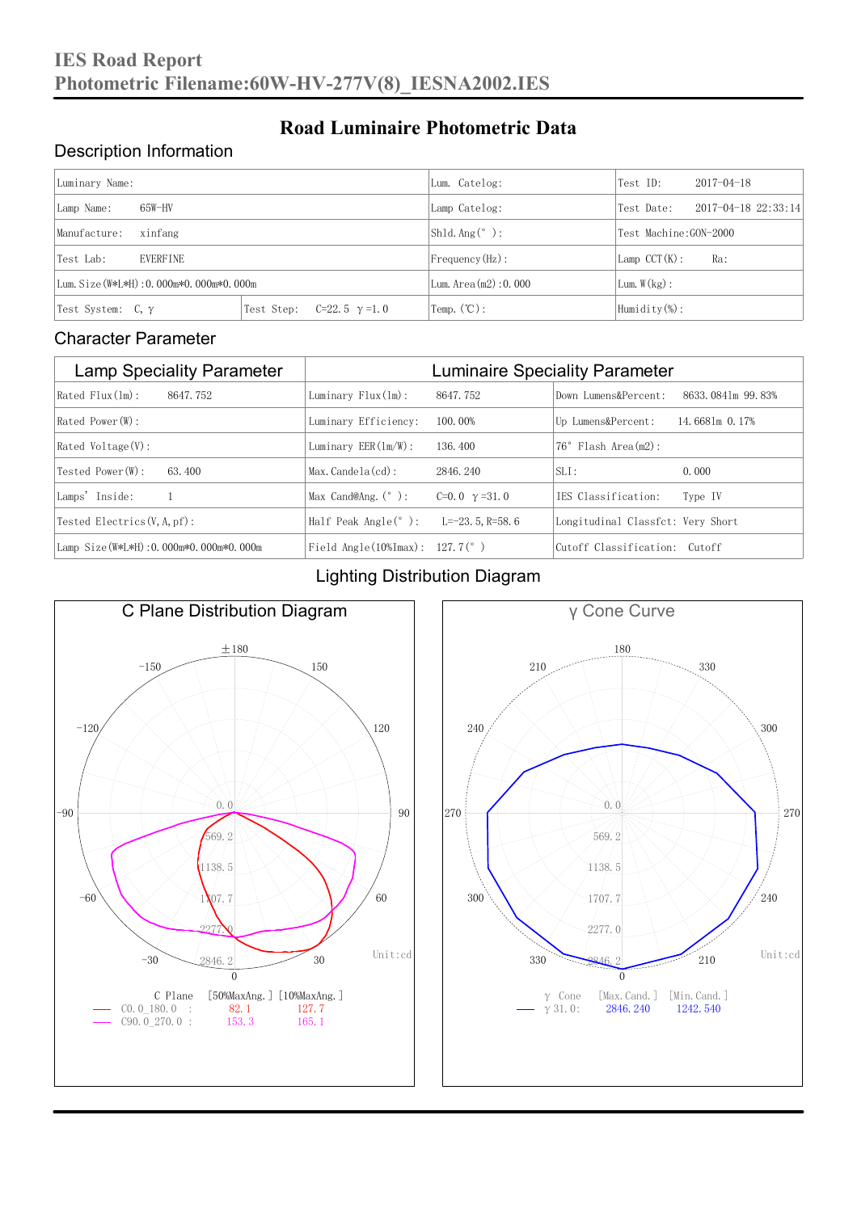# IES Road Report

**Photometric Filename:60W-HV-277V(8)_IESNA2002.IES**

## Road Luminaire Photometric Data

### Description Information

| Luminary Name: | | Lum. Catelog: | Test ID: 2017-04-18 |
|---|---|---|---|
| Lamp Name: 65W-HV | | Lamp Catelog: | Test Date: 2017-04-18 22:33:14 |
| Manufacture: xinfang | | Shld.Ang(°): | Test Machine:GON-2000 |
| Test Lab: EVERFINE | | Frequency(Hz): | Lamp CCT(K): Ra: |
| Lum.Size(W*L*H):0.000m*0.000m*0.000m | | Lum.Area(m2):0.000 | Lum.W(kg): |
| Test System: C, γ | Test Step: C=22.5 γ=1.0 | Temp.(℃): | Humidity(%): |

### Character Parameter

| Lamp Speciality Parameter | Luminaire Speciality Parameter | |
|---|---|---|
| Rated Flux(lm): 8647.752 | Luminary Flux(lm): 8647.752 | Down Lumens&Percent: 8633.0841m 99.83% |
| Rated Power(W): | Luminary Efficiency: 100.00% | Up Lumens&Percent: 14.6681m 0.17% |
| Rated Voltage(V): | Luminary EER(lm/W): 136.400 | 76° Flash Area(m2): |
| Tested Power(W): 63.400 | Max.Candela(cd): 2846.240 | SLI: 0.000 |
| Lamps' Inside: 1 | Max Cand@Ang.(°): C=0.0 γ=31.0 | IES Classification: Type IV |
| Tested Electrics(V,A,pf): | Half Peak Angle(°): L=-23.5,R=58.6 | Longitudinal Classfct: Very Short |
| Lamp Size(W*L*H):0.000m*0.000m*0.000m | Field Angle(10%Imax): 127.7(°) | Cutoff Classification: Cutoff |

### Lighting Distribution Diagram

**C Plane Distribution Diagram**

Unit:cd

| C Plane | [50%MaxAng.] | [10%MaxAng.] |
|---|---|---|
| C0.0_180.0 : | 82.1 | 127.7 |
| C90.0_270.0 : | 153.3 | 165.1 |

**γ Cone Curve**

Unit:cd

| γ Cone | [Max.Cand.] | [Min.Cand.] |
|---|---|---|
| γ 31.0: | 2846.240 | 1242.540 |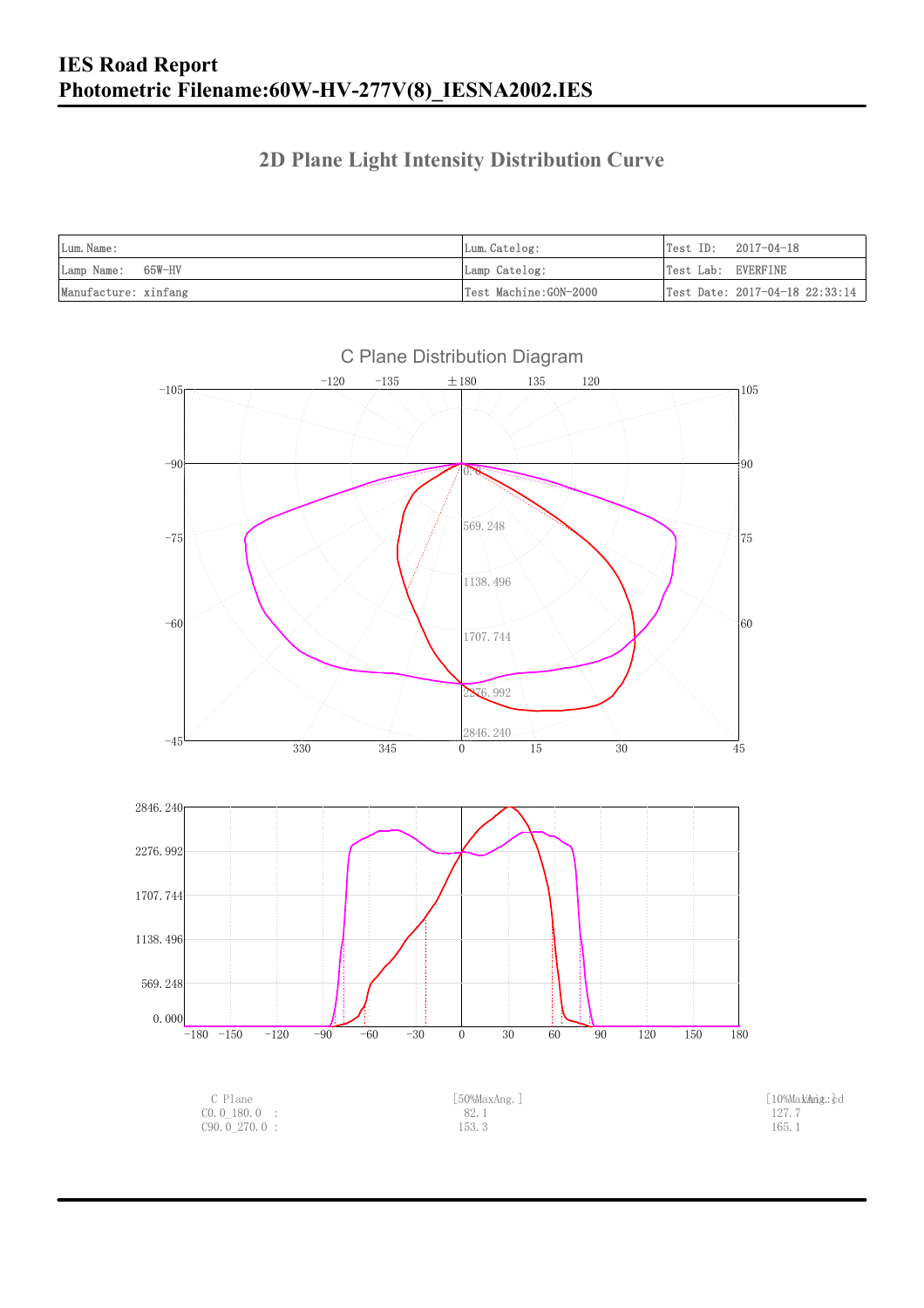# IES Road Report
# Photometric Filename:60W-HV-277V(8)_IESNA2002.IES

## 2D Plane Light Intensity Distribution Curve

| Lum.Name: | Lum.Catelog: | Test ID: 2017-04-18 |
|---|---|---|
| Lamp Name: 65W-HV | Lamp Catelog: | Test Lab: EVERFINE |
| Manufacture: xinfang | Test Machine:GON-2000 | Test Date: 2017-04-18 22:33:14 |

C Plane Distribution Diagram

| C Plane | [50%MaxAng.] | [10%MaxAng.] |
|---|---|---|
| C0.0_180.0 : | 82.1 | 127.7 |
| C90.0_270.0 : | 153.3 | 165.1 |

Unit: cd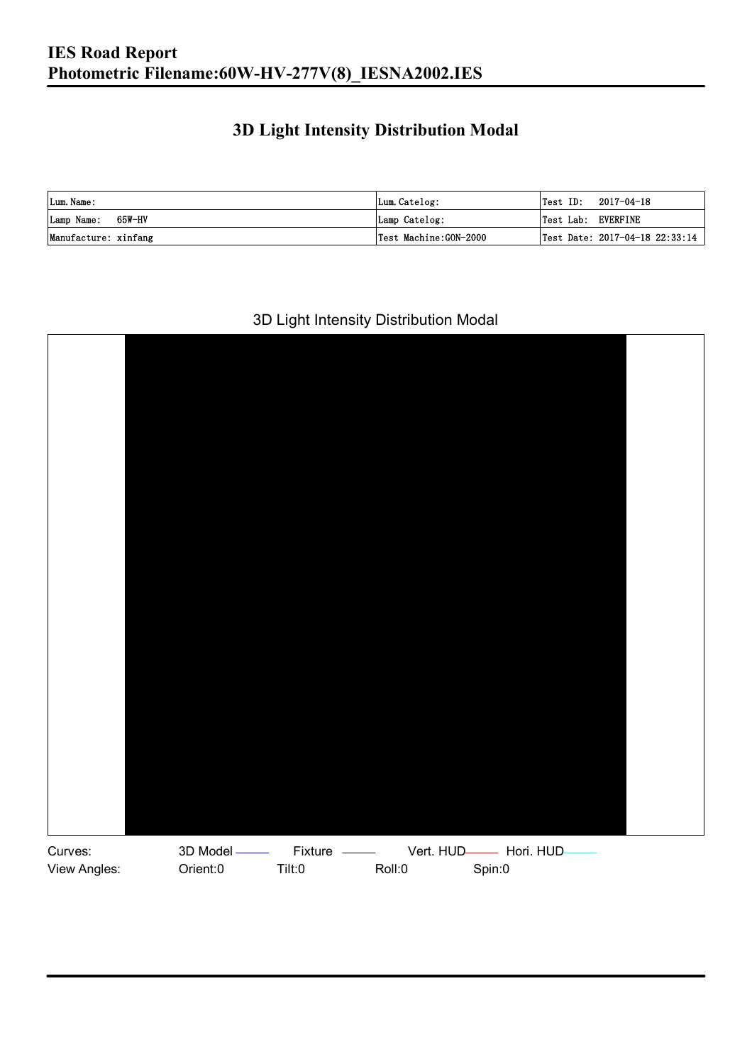## 3D Light Intensity Distribution Modal

| Lum. Name: | Lum. Catelog: | Test ID: 2017-04-18 |
| --- | --- | --- |
| Lamp Name: 65W-HV | Lamp Catelog: | Test Lab: EVERFINE |
| Manufacture: xinfang | Test Machine:GON-2000 | Test Date: 2017-04-18 22:33:14 |

3D Light Intensity Distribution Modal

Curves: 3D Model Fixture Vert. HUD Hori. HUD

View Angles: Orient:0 Tilt:0 Roll:0 Spin:0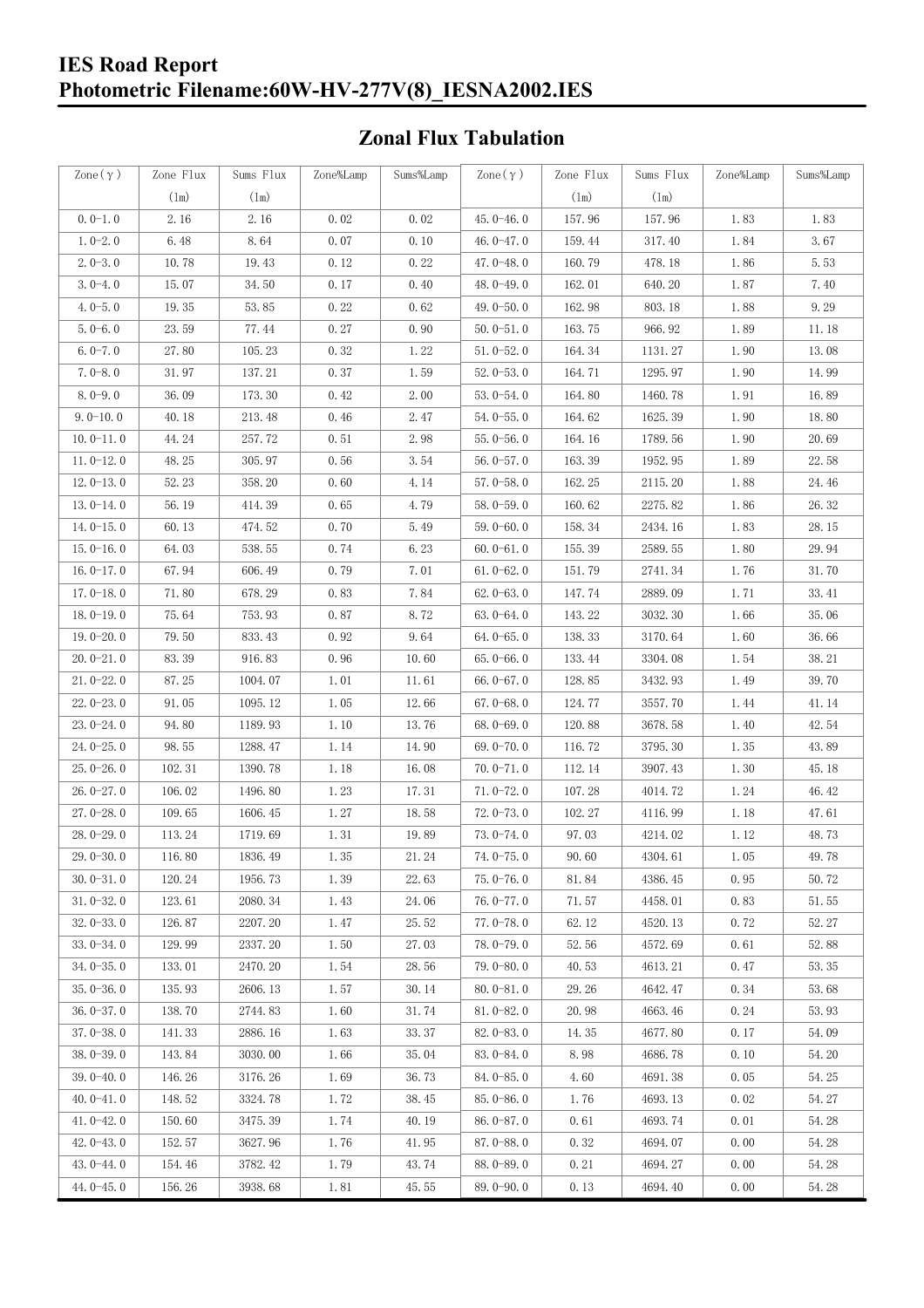## Zonal Flux Tabulation

| Zone(γ) | Zone Flux (lm) | Sums Flux (lm) | Zone%Lamp | Sums%Lamp | Zone(γ) | Zone Flux (lm) | Sums Flux (lm) | Zone%Lamp | Sums%Lamp |
|---|---|---|---|---|---|---|---|---|---|
| 0.0-1.0 | 2.16 | 2.16 | 0.02 | 0.02 | 45.0-46.0 | 157.96 | 157.96 | 1.83 | 1.83 |
| 1.0-2.0 | 6.48 | 8.64 | 0.07 | 0.10 | 46.0-47.0 | 159.44 | 317.40 | 1.84 | 3.67 |
| 2.0-3.0 | 10.78 | 19.43 | 0.12 | 0.22 | 47.0-48.0 | 160.79 | 478.18 | 1.86 | 5.53 |
| 3.0-4.0 | 15.07 | 34.50 | 0.17 | 0.40 | 48.0-49.0 | 162.01 | 640.20 | 1.87 | 7.40 |
| 4.0-5.0 | 19.35 | 53.85 | 0.22 | 0.62 | 49.0-50.0 | 162.98 | 803.18 | 1.88 | 9.29 |
| 5.0-6.0 | 23.59 | 77.44 | 0.27 | 0.90 | 50.0-51.0 | 163.75 | 966.92 | 1.89 | 11.18 |
| 6.0-7.0 | 27.80 | 105.23 | 0.32 | 1.22 | 51.0-52.0 | 164.34 | 1131.27 | 1.90 | 13.08 |
| 7.0-8.0 | 31.97 | 137.21 | 0.37 | 1.59 | 52.0-53.0 | 164.71 | 1295.97 | 1.90 | 14.99 |
| 8.0-9.0 | 36.09 | 173.30 | 0.42 | 2.00 | 53.0-54.0 | 164.80 | 1460.78 | 1.91 | 16.89 |
| 9.0-10.0 | 40.18 | 213.48 | 0.46 | 2.47 | 54.0-55.0 | 164.62 | 1625.39 | 1.90 | 18.80 |
| 10.0-11.0 | 44.24 | 257.72 | 0.51 | 2.98 | 55.0-56.0 | 164.16 | 1789.56 | 1.90 | 20.69 |
| 11.0-12.0 | 48.25 | 305.97 | 0.56 | 3.54 | 56.0-57.0 | 163.39 | 1952.95 | 1.89 | 22.58 |
| 12.0-13.0 | 52.23 | 358.20 | 0.60 | 4.14 | 57.0-58.0 | 162.25 | 2115.20 | 1.88 | 24.46 |
| 13.0-14.0 | 56.19 | 414.39 | 0.65 | 4.79 | 58.0-59.0 | 160.62 | 2275.82 | 1.86 | 26.32 |
| 14.0-15.0 | 60.13 | 474.52 | 0.70 | 5.49 | 59.0-60.0 | 158.34 | 2434.16 | 1.83 | 28.15 |
| 15.0-16.0 | 64.03 | 538.55 | 0.74 | 6.23 | 60.0-61.0 | 155.39 | 2589.55 | 1.80 | 29.94 |
| 16.0-17.0 | 67.94 | 606.49 | 0.79 | 7.01 | 61.0-62.0 | 151.79 | 2741.34 | 1.76 | 31.70 |
| 17.0-18.0 | 71.80 | 678.29 | 0.83 | 7.84 | 62.0-63.0 | 147.74 | 2889.09 | 1.71 | 33.41 |
| 18.0-19.0 | 75.64 | 753.93 | 0.87 | 8.72 | 63.0-64.0 | 143.22 | 3032.30 | 1.66 | 35.06 |
| 19.0-20.0 | 79.50 | 833.43 | 0.92 | 9.64 | 64.0-65.0 | 138.33 | 3170.64 | 1.60 | 36.66 |
| 20.0-21.0 | 83.39 | 916.83 | 0.96 | 10.60 | 65.0-66.0 | 133.44 | 3304.08 | 1.54 | 38.21 |
| 21.0-22.0 | 87.25 | 1004.07 | 1.01 | 11.61 | 66.0-67.0 | 128.85 | 3432.93 | 1.49 | 39.70 |
| 22.0-23.0 | 91.05 | 1095.12 | 1.05 | 12.66 | 67.0-68.0 | 124.77 | 3557.70 | 1.44 | 41.14 |
| 23.0-24.0 | 94.80 | 1189.93 | 1.10 | 13.76 | 68.0-69.0 | 120.88 | 3678.58 | 1.40 | 42.54 |
| 24.0-25.0 | 98.55 | 1288.47 | 1.14 | 14.90 | 69.0-70.0 | 116.72 | 3795.30 | 1.35 | 43.89 |
| 25.0-26.0 | 102.31 | 1390.78 | 1.18 | 16.08 | 70.0-71.0 | 112.14 | 3907.43 | 1.30 | 45.18 |
| 26.0-27.0 | 106.02 | 1496.80 | 1.23 | 17.31 | 71.0-72.0 | 107.28 | 4014.72 | 1.24 | 46.42 |
| 27.0-28.0 | 109.65 | 1606.45 | 1.27 | 18.58 | 72.0-73.0 | 102.27 | 4116.99 | 1.18 | 47.61 |
| 28.0-29.0 | 113.24 | 1719.69 | 1.31 | 19.89 | 73.0-74.0 | 97.03 | 4214.02 | 1.12 | 48.73 |
| 29.0-30.0 | 116.80 | 1836.49 | 1.35 | 21.24 | 74.0-75.0 | 90.60 | 4304.61 | 1.05 | 49.78 |
| 30.0-31.0 | 120.24 | 1956.73 | 1.39 | 22.63 | 75.0-76.0 | 81.84 | 4386.45 | 0.95 | 50.72 |
| 31.0-32.0 | 123.61 | 2080.34 | 1.43 | 24.06 | 76.0-77.0 | 71.57 | 4458.01 | 0.83 | 51.55 |
| 32.0-33.0 | 126.87 | 2207.20 | 1.47 | 25.52 | 77.0-78.0 | 62.12 | 4520.13 | 0.72 | 52.27 |
| 33.0-34.0 | 129.99 | 2337.20 | 1.50 | 27.03 | 78.0-79.0 | 52.56 | 4572.69 | 0.61 | 52.88 |
| 34.0-35.0 | 133.01 | 2470.20 | 1.54 | 28.56 | 79.0-80.0 | 40.53 | 4613.21 | 0.47 | 53.35 |
| 35.0-36.0 | 135.93 | 2606.13 | 1.57 | 30.14 | 80.0-81.0 | 29.26 | 4642.47 | 0.34 | 53.68 |
| 36.0-37.0 | 138.70 | 2744.83 | 1.60 | 31.74 | 81.0-82.0 | 20.98 | 4663.46 | 0.24 | 53.93 |
| 37.0-38.0 | 141.33 | 2886.16 | 1.63 | 33.37 | 82.0-83.0 | 14.35 | 4677.80 | 0.17 | 54.09 |
| 38.0-39.0 | 143.84 | 3030.00 | 1.66 | 35.04 | 83.0-84.0 | 8.98 | 4686.78 | 0.10 | 54.20 |
| 39.0-40.0 | 146.26 | 3176.26 | 1.69 | 36.73 | 84.0-85.0 | 4.60 | 4691.38 | 0.05 | 54.25 |
| 40.0-41.0 | 148.52 | 3324.78 | 1.72 | 38.45 | 85.0-86.0 | 1.76 | 4693.13 | 0.02 | 54.27 |
| 41.0-42.0 | 150.60 | 3475.39 | 1.74 | 40.19 | 86.0-87.0 | 0.61 | 4693.74 | 0.01 | 54.28 |
| 42.0-43.0 | 152.57 | 3627.96 | 1.76 | 41.95 | 87.0-88.0 | 0.32 | 4694.07 | 0.00 | 54.28 |
| 43.0-44.0 | 154.46 | 3782.42 | 1.79 | 43.74 | 88.0-89.0 | 0.21 | 4694.27 | 0.00 | 54.28 |
| 44.0-45.0 | 156.26 | 3938.68 | 1.81 | 45.55 | 89.0-90.0 | 0.13 | 4694.40 | 0.00 | 54.28 |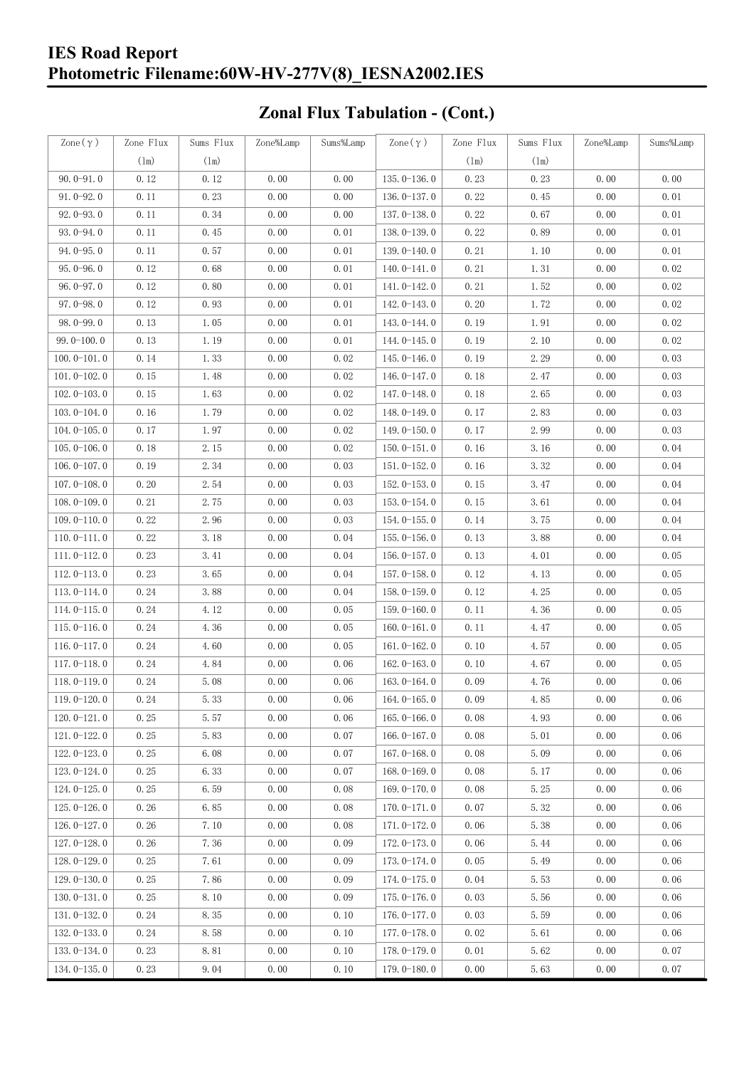# IES Road Report
# Photometric Filename:60W-HV-277V(8)_IESNA2002.IES

## Zonal Flux Tabulation - (Cont.)

| Zone(γ) | Zone Flux (lm) | Sums Flux (lm) | Zone%Lamp | Sums%Lamp | Zone(γ) | Zone Flux (lm) | Sums Flux (lm) | Zone%Lamp | Sums%Lamp |
|---|---|---|---|---|---|---|---|---|---|
| 90.0-91.0 | 0.12 | 0.12 | 0.00 | 0.00 | 135.0-136.0 | 0.23 | 0.23 | 0.00 | 0.00 |
| 91.0-92.0 | 0.11 | 0.23 | 0.00 | 0.00 | 136.0-137.0 | 0.22 | 0.45 | 0.00 | 0.01 |
| 92.0-93.0 | 0.11 | 0.34 | 0.00 | 0.00 | 137.0-138.0 | 0.22 | 0.67 | 0.00 | 0.01 |
| 93.0-94.0 | 0.11 | 0.45 | 0.00 | 0.01 | 138.0-139.0 | 0.22 | 0.89 | 0.00 | 0.01 |
| 94.0-95.0 | 0.11 | 0.57 | 0.00 | 0.01 | 139.0-140.0 | 0.21 | 1.10 | 0.00 | 0.01 |
| 95.0-96.0 | 0.12 | 0.68 | 0.00 | 0.01 | 140.0-141.0 | 0.21 | 1.31 | 0.00 | 0.02 |
| 96.0-97.0 | 0.12 | 0.80 | 0.00 | 0.01 | 141.0-142.0 | 0.21 | 1.52 | 0.00 | 0.02 |
| 97.0-98.0 | 0.12 | 0.93 | 0.00 | 0.01 | 142.0-143.0 | 0.20 | 1.72 | 0.00 | 0.02 |
| 98.0-99.0 | 0.13 | 1.05 | 0.00 | 0.01 | 143.0-144.0 | 0.19 | 1.91 | 0.00 | 0.02 |
| 99.0-100.0 | 0.13 | 1.19 | 0.00 | 0.01 | 144.0-145.0 | 0.19 | 2.10 | 0.00 | 0.02 |
| 100.0-101.0 | 0.14 | 1.33 | 0.00 | 0.02 | 145.0-146.0 | 0.19 | 2.29 | 0.00 | 0.03 |
| 101.0-102.0 | 0.15 | 1.48 | 0.00 | 0.02 | 146.0-147.0 | 0.18 | 2.47 | 0.00 | 0.03 |
| 102.0-103.0 | 0.15 | 1.63 | 0.00 | 0.02 | 147.0-148.0 | 0.18 | 2.65 | 0.00 | 0.03 |
| 103.0-104.0 | 0.16 | 1.79 | 0.00 | 0.02 | 148.0-149.0 | 0.17 | 2.83 | 0.00 | 0.03 |
| 104.0-105.0 | 0.17 | 1.97 | 0.00 | 0.02 | 149.0-150.0 | 0.17 | 2.99 | 0.00 | 0.03 |
| 105.0-106.0 | 0.18 | 2.15 | 0.00 | 0.02 | 150.0-151.0 | 0.16 | 3.16 | 0.00 | 0.04 |
| 106.0-107.0 | 0.19 | 2.34 | 0.00 | 0.03 | 151.0-152.0 | 0.16 | 3.32 | 0.00 | 0.04 |
| 107.0-108.0 | 0.20 | 2.54 | 0.00 | 0.03 | 152.0-153.0 | 0.15 | 3.47 | 0.00 | 0.04 |
| 108.0-109.0 | 0.21 | 2.75 | 0.00 | 0.03 | 153.0-154.0 | 0.15 | 3.61 | 0.00 | 0.04 |
| 109.0-110.0 | 0.22 | 2.96 | 0.00 | 0.03 | 154.0-155.0 | 0.14 | 3.75 | 0.00 | 0.04 |
| 110.0-111.0 | 0.22 | 3.18 | 0.00 | 0.04 | 155.0-156.0 | 0.13 | 3.88 | 0.00 | 0.04 |
| 111.0-112.0 | 0.23 | 3.41 | 0.00 | 0.04 | 156.0-157.0 | 0.13 | 4.01 | 0.00 | 0.05 |
| 112.0-113.0 | 0.23 | 3.65 | 0.00 | 0.04 | 157.0-158.0 | 0.12 | 4.13 | 0.00 | 0.05 |
| 113.0-114.0 | 0.24 | 3.88 | 0.00 | 0.04 | 158.0-159.0 | 0.12 | 4.25 | 0.00 | 0.05 |
| 114.0-115.0 | 0.24 | 4.12 | 0.00 | 0.05 | 159.0-160.0 | 0.11 | 4.36 | 0.00 | 0.05 |
| 115.0-116.0 | 0.24 | 4.36 | 0.00 | 0.05 | 160.0-161.0 | 0.11 | 4.47 | 0.00 | 0.05 |
| 116.0-117.0 | 0.24 | 4.60 | 0.00 | 0.05 | 161.0-162.0 | 0.10 | 4.57 | 0.00 | 0.05 |
| 117.0-118.0 | 0.24 | 4.84 | 0.00 | 0.06 | 162.0-163.0 | 0.10 | 4.67 | 0.00 | 0.05 |
| 118.0-119.0 | 0.24 | 5.08 | 0.00 | 0.06 | 163.0-164.0 | 0.09 | 4.76 | 0.00 | 0.06 |
| 119.0-120.0 | 0.24 | 5.33 | 0.00 | 0.06 | 164.0-165.0 | 0.09 | 4.85 | 0.00 | 0.06 |
| 120.0-121.0 | 0.25 | 5.57 | 0.00 | 0.06 | 165.0-166.0 | 0.08 | 4.93 | 0.00 | 0.06 |
| 121.0-122.0 | 0.25 | 5.83 | 0.00 | 0.07 | 166.0-167.0 | 0.08 | 5.01 | 0.00 | 0.06 |
| 122.0-123.0 | 0.25 | 6.08 | 0.00 | 0.07 | 167.0-168.0 | 0.08 | 5.09 | 0.00 | 0.06 |
| 123.0-124.0 | 0.25 | 6.33 | 0.00 | 0.07 | 168.0-169.0 | 0.08 | 5.17 | 0.00 | 0.06 |
| 124.0-125.0 | 0.25 | 6.59 | 0.00 | 0.08 | 169.0-170.0 | 0.08 | 5.25 | 0.00 | 0.06 |
| 125.0-126.0 | 0.26 | 6.85 | 0.00 | 0.08 | 170.0-171.0 | 0.07 | 5.32 | 0.00 | 0.06 |
| 126.0-127.0 | 0.26 | 7.10 | 0.00 | 0.08 | 171.0-172.0 | 0.06 | 5.38 | 0.00 | 0.06 |
| 127.0-128.0 | 0.26 | 7.36 | 0.00 | 0.09 | 172.0-173.0 | 0.06 | 5.44 | 0.00 | 0.06 |
| 128.0-129.0 | 0.25 | 7.61 | 0.00 | 0.09 | 173.0-174.0 | 0.05 | 5.49 | 0.00 | 0.06 |
| 129.0-130.0 | 0.25 | 7.86 | 0.00 | 0.09 | 174.0-175.0 | 0.04 | 5.53 | 0.00 | 0.06 |
| 130.0-131.0 | 0.25 | 8.10 | 0.00 | 0.09 | 175.0-176.0 | 0.03 | 5.56 | 0.00 | 0.06 |
| 131.0-132.0 | 0.24 | 8.35 | 0.00 | 0.10 | 176.0-177.0 | 0.03 | 5.59 | 0.00 | 0.06 |
| 132.0-133.0 | 0.24 | 8.58 | 0.00 | 0.10 | 177.0-178.0 | 0.02 | 5.61 | 0.00 | 0.06 |
| 133.0-134.0 | 0.23 | 8.81 | 0.00 | 0.10 | 178.0-179.0 | 0.01 | 5.62 | 0.00 | 0.07 |
| 134.0-135.0 | 0.23 | 9.04 | 0.00 | 0.10 | 179.0-180.0 | 0.00 | 5.63 | 0.00 | 0.07 |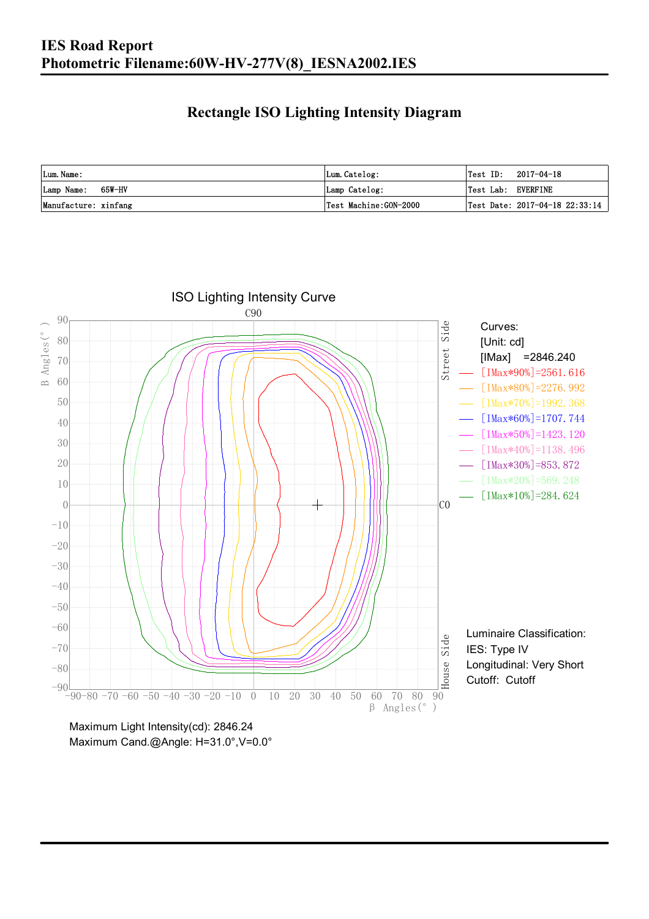# IES Road Report

## Photometric Filename:60W-HV-277V(8)_IESNA2002.IES

## Rectangle ISO Lighting Intensity Diagram

| Lum. Name: | Lum. Catelog: | Test ID: 2017-04-18 |
|---|---|---|
| Lamp Name: 65W-HV | Lamp Catelog: | Test Lab: EVERFINE |
| Manufacture: xinfang | Test Machine:GON-2000 | Test Date: 2017-04-18 22:33:14 |

ISO Lighting Intensity Curve

Curves:
[Unit: cd]
[IMax] =2846.240
[IMax*90%]=2561.616
[IMax*80%]=2276.992
[IMax*70%]=1992.368
[IMax*60%]=1707.744
[IMax*50%]=1423.120
[IMax*40%]=1138.496
[IMax*30%]=853.872
[IMax*20%]=569.248
[IMax*10%]=284.624

Luminaire Classification:
IES: Type IV
Longitudinal: Very Short
Cutoff: Cutoff

Maximum Light Intensity(cd): 2846.24
Maximum Cand.@Angle: H=31.0°,V=0.0°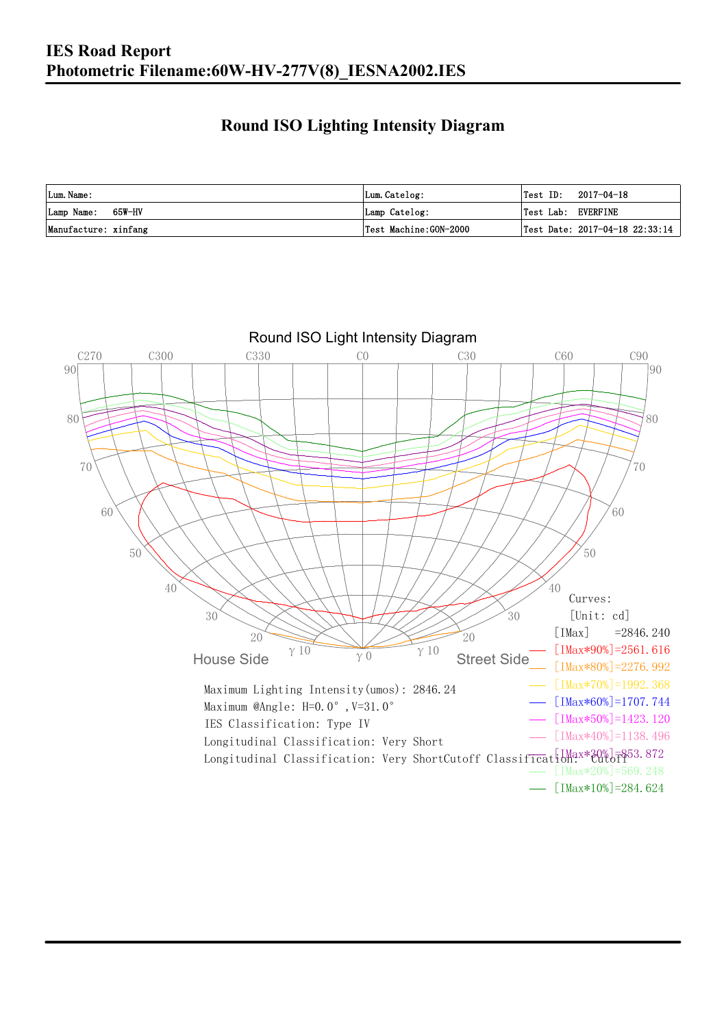# IES Road Report
## Photometric Filename:60W-HV-277V(8)_IESNA2002.IES

## Round ISO Lighting Intensity Diagram

| Lum. Name: | Lum. Catelog: | Test ID: 2017-04-18 |
|---|---|---|
| Lamp Name: 65W-HV | Lamp Catelog: | Test Lab: EVERFINE |
| Manufacture: xinfang | Test Machine:GON-2000 | Test Date: 2017-04-18 22:33:14 |

Round ISO Light Intensity Diagram

Curves:
[Unit: cd]
[IMax] =2846.240
[IMax*90%]=2561.616
[IMax*80%]=2276.992
[IMax*70%]=1992.368
[IMax*60%]=1707.744
[IMax*50%]=1423.120
[IMax*40%]=1138.496
[IMax*30%]=853.872
[IMax*20%]=569.248
[IMax*10%]=284.624

Maximum Lighting Intensity(umos): 2846.24
Maximum @Angle: H=0.0°, V=31.0°
IES Classification: Type IV
Longitudinal Classification: Very Short
Longitudinal Classification: Very ShortCutoff Classification: Cutoff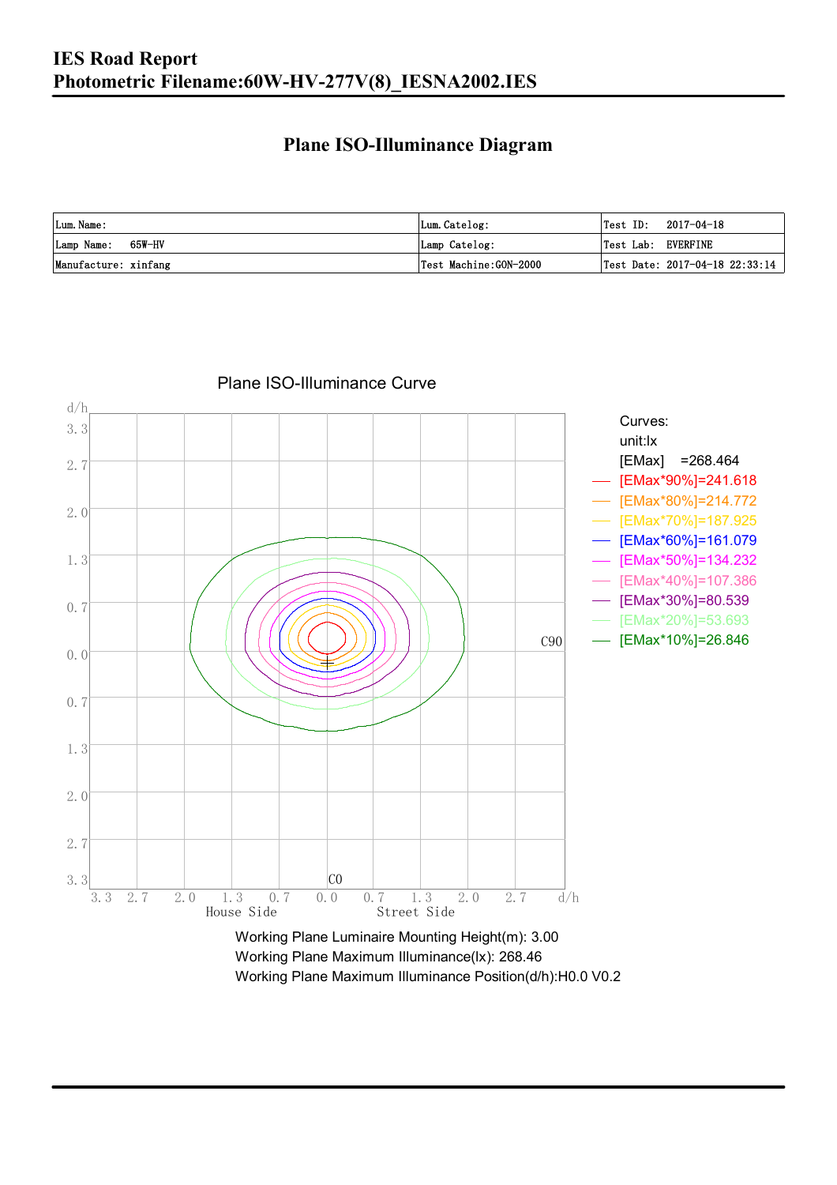# IES Road Report

## Photometric Filename:60W-HV-277V(8)_IESNA2002.IES

### Plane ISO-Illuminance Diagram

| Lum. Name: | Lum. Catelog: | Test ID: 2017-04-18 |
|---|---|---|
| Lamp Name: 65W-HV | Lamp Catelog: | Test Lab: EVERFINE |
| Manufacture: xinfang | Test Machine:GON-2000 | Test Date: 2017-04-18 22:33:14 |

Plane ISO-Illuminance Curve

Curves:
unit:lx
[EMax] =268.464
[EMax*90%]=241.618
[EMax*80%]=214.772
[EMax*70%]=187.925
[EMax*60%]=161.079
[EMax*50%]=134.232
[EMax*40%]=107.386
[EMax*30%]=80.539
[EMax*20%]=53.693
[EMax*10%]=26.846

Working Plane Luminaire Mounting Height(m): 3.00
Working Plane Maximum Illuminance(lx): 268.46
Working Plane Maximum Illuminance Position(d/h):H0.0 V0.2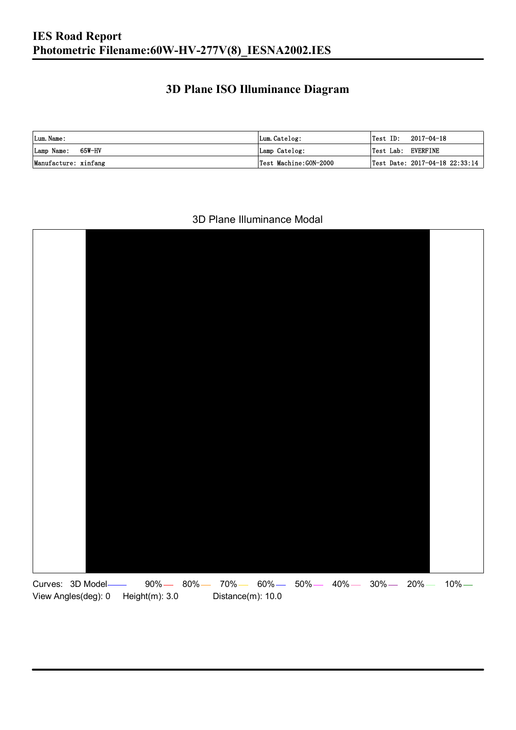# IES Road Report
# Photometric Filename:60W-HV-277V(8)_IESNA2002.IES

## 3D Plane ISO Illuminance Diagram

| Lum.Name: | Lum.Catelog: | Test ID: 2017-04-18 |
|---|---|---|
| Lamp Name: 65W-HV | Lamp Catelog: | Test Lab: EVERFINE |
| Manufacture: xinfang | Test Machine:GON-2000 | Test Date: 2017-04-18 22:33:14 |

3D Plane Illuminance Modal

Curves: 3D Model 90% 80% 70% 60% 50% 40% 30% 20% 10%

View Angles(deg): 0 Height(m): 3.0 Distance(m): 10.0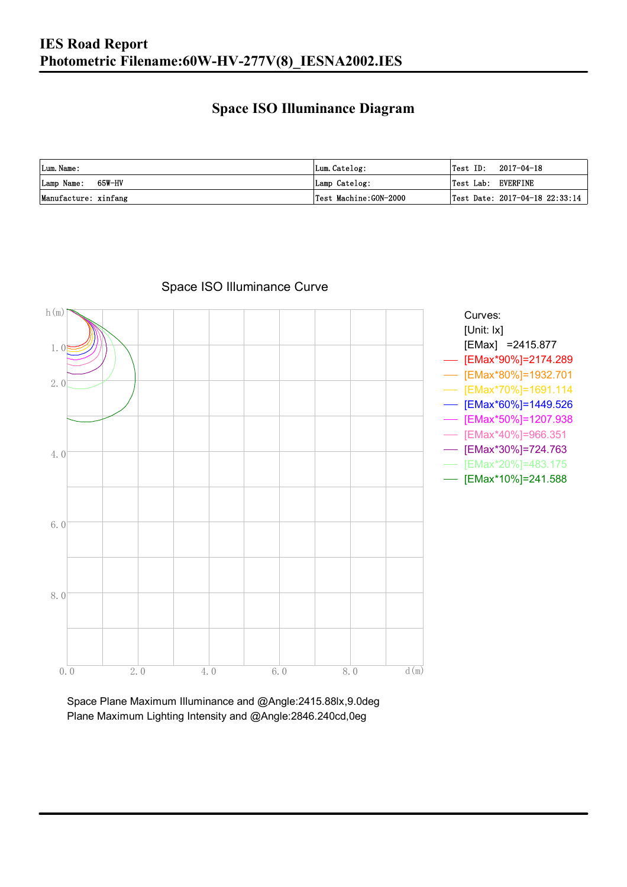# IES Road Report
## Photometric Filename:60W-HV-277V(8)_IESNA2002.IES

### Space ISO Illuminance Diagram

| Lum. Name: | Lum. Catelog: | Test ID: 2017-04-18 |
|---|---|---|
| Lamp Name: 65W-HV | Lamp Catelog: | Test Lab: EVERFINE |
| Manufacture: xinfang | Test Machine:GON-2000 | Test Date: 2017-04-18 22:33:14 |

Space ISO Illuminance Curve

Curves:
[Unit: lx]
[EMax] =2415.877
[EMax*90%]=2174.289
[EMax*80%]=1932.701
[EMax*70%]=1691.114
[EMax*60%]=1449.526
[EMax*50%]=1207.938
[EMax*40%]=966.351
[EMax*30%]=724.763
[EMax*20%]=483.175
[EMax*10%]=241.588

Space Plane Maximum Illuminance and @Angle:2415.88lx,9.0deg
Plane Maximum Lighting Intensity and @Angle:2846.240cd,0eg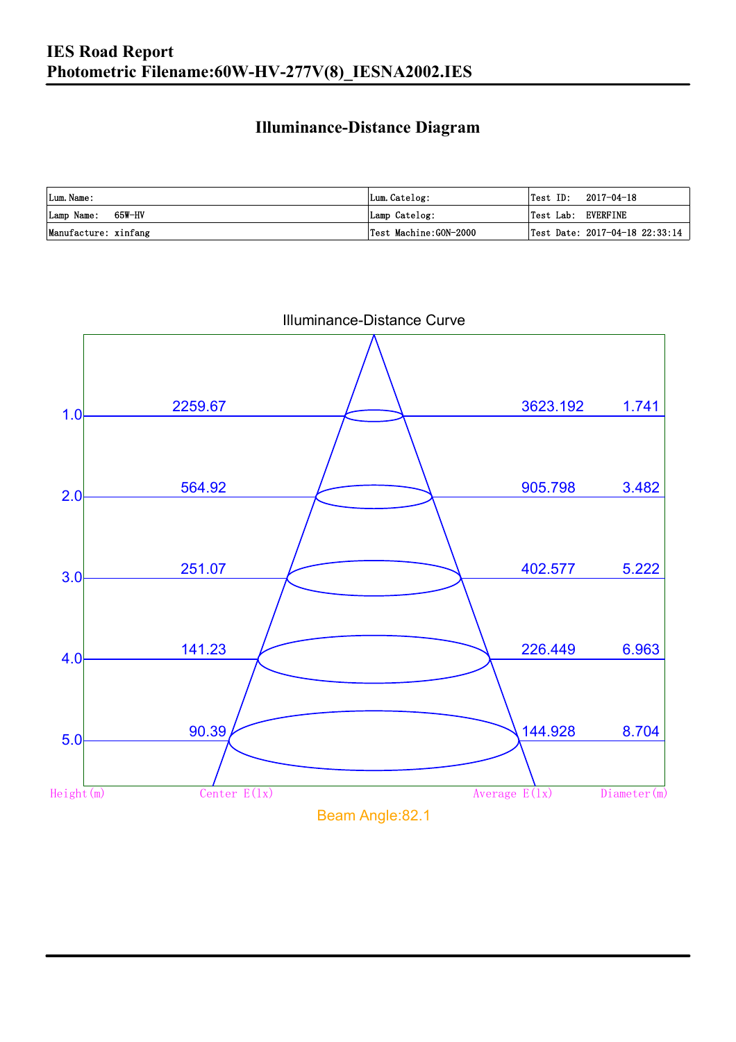# IES Road Report
## Photometric Filename:60W-HV-277V(8)_IESNA2002.IES

### Illuminance-Distance Diagram

| Lum.Name: | Lum.Catelog: | Test ID: 2017-04-18 |
|---|---|---|
| Lamp Name: 65W-HV | Lamp Catelog: | Test Lab: EVERFINE |
| Manufacture: xinfang | Test Machine:GON-2000 | Test Date: 2017-04-18 22:33:14 |

Illuminance-Distance Curve

| Height(m) | Center E(lx) | Average E(lx) | Diameter(m) |
|---|---|---|---|
| 1.0 | 2259.67 | 3623.192 | 1.741 |
| 2.0 | 564.92 | 905.798 | 3.482 |
| 3.0 | 251.07 | 402.577 | 5.222 |
| 4.0 | 141.23 | 226.449 | 6.963 |
| 5.0 | 90.39 | 144.928 | 8.704 |

Beam Angle:82.1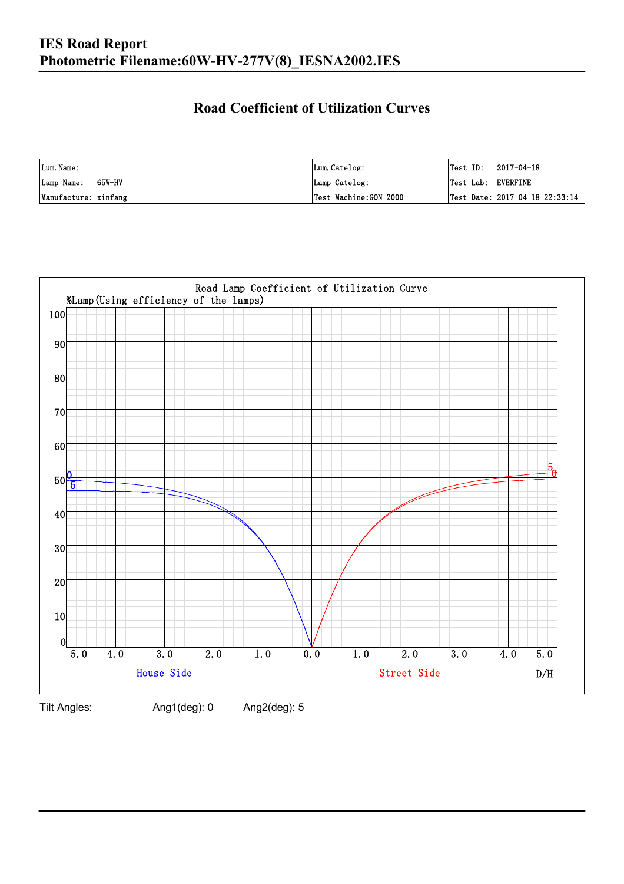# IES Road Report

# Photometric Filename:60W-HV-277V(8)_IESNA2002.IES

## Road Coefficient of Utilization Curves

| Lum. Name: | Lum. Catelog: | Test ID: 2017-04-18 |
|---|---|---|
| Lamp Name: 65W-HV | Lamp Catelog: | Test Lab: EVERFINE |
| Manufacture: xinfang | Test Machine:GON-2000 | Test Date: 2017-04-18 22:33:14 |

Road Lamp Coefficient of Utilization Curve

%Lamp(Using efficiency of the lamps)

House Side — Street Side — D/H

Tilt Angles: Ang1(deg): 0 Ang2(deg): 5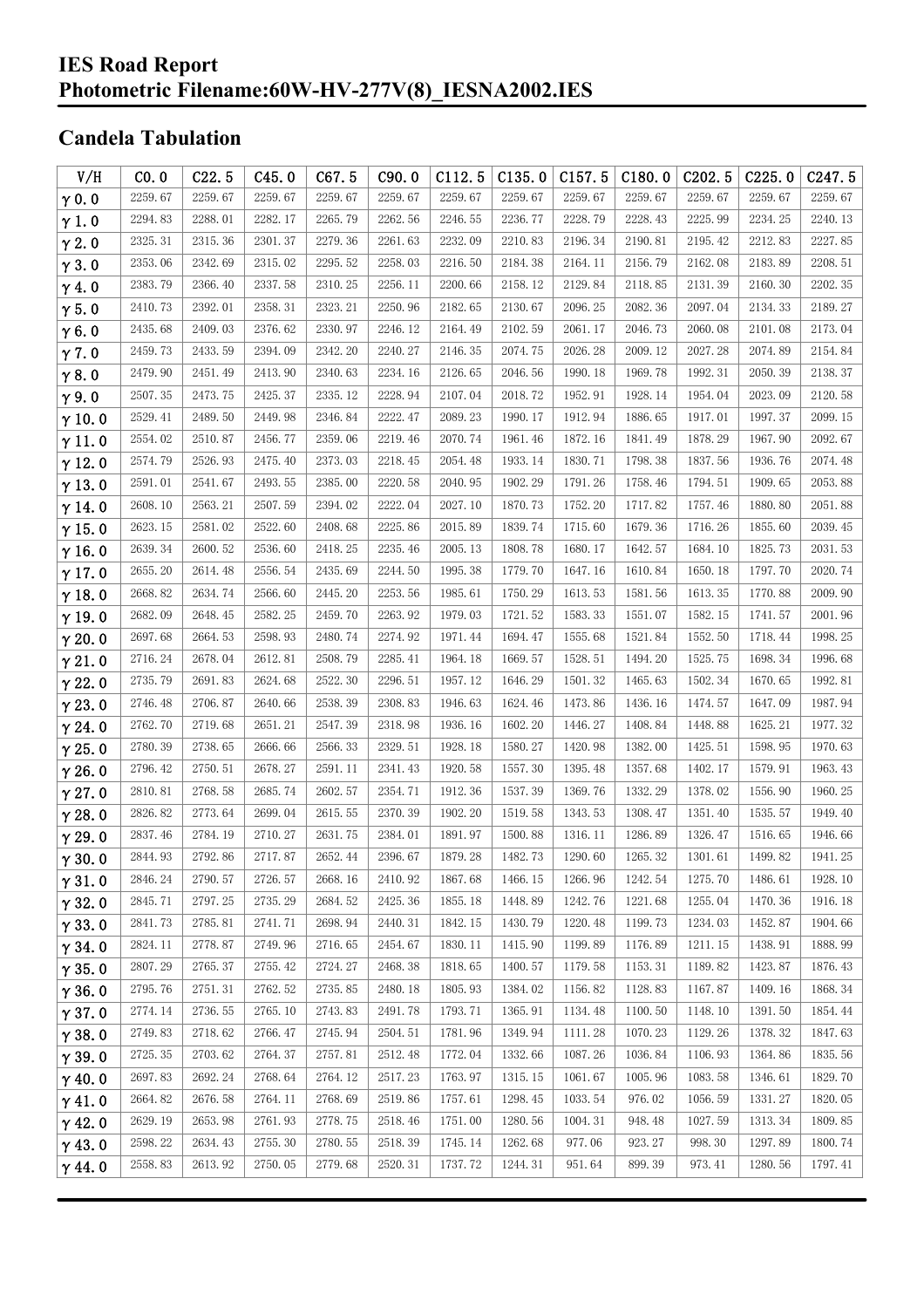# IES Road Report
# Photometric Filename:60W-HV-277V(8)_IESNA2002.IES

## Candela Tabulation

| V/H | C0.0 | C22.5 | C45.0 | C67.5 | C90.0 | C112.5 | C135.0 | C157.5 | C180.0 | C202.5 | C225.0 | C247.5 |
|---|---|---|---|---|---|---|---|---|---|---|---|---|
| γ0.0 | 2259.67 | 2259.67 | 2259.67 | 2259.67 | 2259.67 | 2259.67 | 2259.67 | 2259.67 | 2259.67 | 2259.67 | 2259.67 | 2259.67 |
| γ1.0 | 2294.83 | 2288.01 | 2282.17 | 2265.79 | 2262.56 | 2246.55 | 2236.77 | 2228.79 | 2228.43 | 2225.99 | 2234.25 | 2240.13 |
| γ2.0 | 2325.31 | 2315.36 | 2301.37 | 2279.36 | 2261.63 | 2232.09 | 2210.83 | 2196.34 | 2190.81 | 2195.42 | 2212.83 | 2227.85 |
| γ3.0 | 2353.06 | 2342.69 | 2315.02 | 2295.52 | 2258.03 | 2216.50 | 2184.38 | 2164.11 | 2156.79 | 2162.08 | 2183.89 | 2208.51 |
| γ4.0 | 2383.79 | 2366.40 | 2337.58 | 2310.25 | 2256.11 | 2200.66 | 2158.12 | 2129.84 | 2118.85 | 2131.39 | 2160.30 | 2202.35 |
| γ5.0 | 2410.73 | 2392.01 | 2358.31 | 2323.21 | 2250.96 | 2182.65 | 2130.67 | 2096.25 | 2082.36 | 2097.04 | 2134.33 | 2189.27 |
| γ6.0 | 2435.68 | 2409.03 | 2376.62 | 2330.97 | 2246.12 | 2164.49 | 2102.59 | 2061.17 | 2046.73 | 2060.08 | 2101.08 | 2173.04 |
| γ7.0 | 2459.73 | 2433.59 | 2394.09 | 2342.20 | 2240.27 | 2146.35 | 2074.75 | 2026.28 | 2009.12 | 2027.28 | 2074.89 | 2154.84 |
| γ8.0 | 2479.90 | 2451.49 | 2413.90 | 2340.63 | 2234.16 | 2126.65 | 2046.56 | 1990.18 | 1969.78 | 1992.31 | 2050.39 | 2138.37 |
| γ9.0 | 2507.35 | 2473.75 | 2425.37 | 2335.12 | 2228.94 | 2107.04 | 2018.72 | 1952.91 | 1928.14 | 1954.04 | 2023.09 | 2120.58 |
| γ10.0 | 2529.41 | 2489.50 | 2449.98 | 2346.84 | 2222.47 | 2089.23 | 1990.17 | 1912.94 | 1886.65 | 1917.01 | 1997.37 | 2099.15 |
| γ11.0 | 2554.02 | 2510.87 | 2456.77 | 2359.06 | 2219.46 | 2070.74 | 1961.46 | 1872.16 | 1841.49 | 1878.29 | 1967.90 | 2092.67 |
| γ12.0 | 2574.79 | 2526.93 | 2475.40 | 2373.03 | 2218.45 | 2054.48 | 1933.14 | 1830.71 | 1798.38 | 1837.56 | 1936.76 | 2074.48 |
| γ13.0 | 2591.01 | 2541.67 | 2493.55 | 2385.00 | 2220.58 | 2040.95 | 1902.29 | 1791.26 | 1758.46 | 1794.51 | 1909.65 | 2053.88 |
| γ14.0 | 2608.10 | 2563.21 | 2507.59 | 2394.02 | 2222.04 | 2027.10 | 1870.73 | 1752.20 | 1717.82 | 1757.46 | 1880.80 | 2051.88 |
| γ15.0 | 2623.15 | 2581.02 | 2522.60 | 2408.68 | 2225.86 | 2015.89 | 1839.74 | 1715.60 | 1679.36 | 1716.26 | 1855.60 | 2039.45 |
| γ16.0 | 2639.34 | 2600.52 | 2536.60 | 2418.25 | 2235.46 | 2005.13 | 1808.78 | 1680.17 | 1642.57 | 1684.10 | 1825.73 | 2031.53 |
| γ17.0 | 2655.20 | 2614.48 | 2556.54 | 2435.69 | 2244.50 | 1995.38 | 1779.70 | 1647.16 | 1610.84 | 1650.18 | 1797.70 | 2020.74 |
| γ18.0 | 2668.82 | 2634.74 | 2566.60 | 2445.20 | 2253.56 | 1985.61 | 1750.29 | 1613.53 | 1581.56 | 1613.35 | 1770.88 | 2009.90 |
| γ19.0 | 2682.09 | 2648.45 | 2582.25 | 2459.70 | 2263.92 | 1979.03 | 1721.52 | 1583.33 | 1551.07 | 1582.15 | 1741.57 | 2001.96 |
| γ20.0 | 2697.68 | 2664.53 | 2598.93 | 2480.74 | 2274.92 | 1971.44 | 1694.47 | 1555.68 | 1521.84 | 1552.50 | 1718.44 | 1998.25 |
| γ21.0 | 2716.24 | 2678.04 | 2612.81 | 2508.79 | 2285.41 | 1964.18 | 1669.57 | 1528.51 | 1494.20 | 1525.75 | 1698.34 | 1996.68 |
| γ22.0 | 2735.79 | 2691.83 | 2624.68 | 2522.30 | 2296.51 | 1957.12 | 1646.29 | 1501.32 | 1465.63 | 1502.34 | 1670.65 | 1992.81 |
| γ23.0 | 2746.48 | 2706.87 | 2640.66 | 2538.39 | 2308.83 | 1946.63 | 1624.46 | 1473.86 | 1436.16 | 1474.57 | 1647.09 | 1987.94 |
| γ24.0 | 2762.70 | 2719.68 | 2651.21 | 2547.39 | 2318.98 | 1936.16 | 1602.20 | 1446.27 | 1408.84 | 1448.88 | 1625.21 | 1977.32 |
| γ25.0 | 2780.39 | 2738.65 | 2666.66 | 2566.33 | 2329.51 | 1928.18 | 1580.27 | 1420.98 | 1382.00 | 1425.51 | 1598.95 | 1970.63 |
| γ26.0 | 2796.42 | 2750.51 | 2678.27 | 2591.11 | 2341.43 | 1920.58 | 1557.30 | 1395.48 | 1357.68 | 1402.17 | 1579.91 | 1963.43 |
| γ27.0 | 2810.81 | 2768.58 | 2685.74 | 2602.57 | 2354.71 | 1912.36 | 1537.39 | 1369.76 | 1332.29 | 1378.02 | 1556.90 | 1960.25 |
| γ28.0 | 2826.82 | 2773.64 | 2699.04 | 2615.55 | 2370.39 | 1902.20 | 1519.58 | 1343.53 | 1308.47 | 1351.40 | 1535.57 | 1949.40 |
| γ29.0 | 2837.46 | 2784.19 | 2710.27 | 2631.75 | 2384.01 | 1891.97 | 1500.88 | 1316.11 | 1286.89 | 1326.47 | 1516.65 | 1946.66 |
| γ30.0 | 2844.93 | 2792.86 | 2717.87 | 2652.44 | 2396.67 | 1879.28 | 1482.73 | 1290.60 | 1265.32 | 1301.61 | 1499.82 | 1941.25 |
| γ31.0 | 2846.24 | 2790.57 | 2726.57 | 2668.16 | 2410.92 | 1867.68 | 1466.15 | 1266.96 | 1242.54 | 1275.70 | 1486.61 | 1928.10 |
| γ32.0 | 2845.71 | 2797.25 | 2735.29 | 2684.52 | 2425.36 | 1855.18 | 1448.89 | 1242.76 | 1221.68 | 1255.04 | 1470.36 | 1916.18 |
| γ33.0 | 2841.73 | 2785.81 | 2741.71 | 2698.94 | 2440.31 | 1842.15 | 1430.79 | 1220.48 | 1199.73 | 1234.03 | 1452.87 | 1904.66 |
| γ34.0 | 2824.11 | 2778.87 | 2749.96 | 2716.65 | 2454.67 | 1830.11 | 1415.90 | 1199.89 | 1176.89 | 1211.15 | 1438.91 | 1888.99 |
| γ35.0 | 2807.29 | 2765.37 | 2755.42 | 2724.27 | 2468.38 | 1818.65 | 1400.57 | 1179.58 | 1153.31 | 1189.82 | 1423.87 | 1876.43 |
| γ36.0 | 2795.76 | 2751.31 | 2762.52 | 2735.85 | 2480.18 | 1805.93 | 1384.02 | 1156.82 | 1128.83 | 1167.87 | 1409.16 | 1868.34 |
| γ37.0 | 2774.14 | 2736.55 | 2765.10 | 2743.83 | 2491.78 | 1793.71 | 1365.91 | 1134.48 | 1100.50 | 1148.10 | 1391.50 | 1854.44 |
| γ38.0 | 2749.83 | 2718.62 | 2766.47 | 2745.94 | 2504.51 | 1781.96 | 1349.94 | 1111.28 | 1070.23 | 1129.26 | 1378.32 | 1847.63 |
| γ39.0 | 2725.35 | 2703.62 | 2764.37 | 2757.81 | 2512.48 | 1772.04 | 1332.66 | 1087.26 | 1036.84 | 1106.93 | 1364.86 | 1835.56 |
| γ40.0 | 2697.83 | 2692.24 | 2768.64 | 2764.12 | 2517.23 | 1763.97 | 1315.15 | 1061.67 | 1005.96 | 1083.58 | 1346.61 | 1829.70 |
| γ41.0 | 2664.82 | 2676.58 | 2764.11 | 2768.69 | 2519.86 | 1757.61 | 1298.45 | 1033.54 | 976.02 | 1056.59 | 1331.27 | 1820.05 |
| γ42.0 | 2629.19 | 2653.98 | 2761.93 | 2778.75 | 2518.46 | 1751.00 | 1280.56 | 1004.31 | 948.48 | 1027.59 | 1313.34 | 1809.85 |
| γ43.0 | 2598.22 | 2634.43 | 2755.30 | 2780.55 | 2518.39 | 1745.14 | 1262.68 | 977.06 | 923.27 | 998.30 | 1297.89 | 1800.74 |
| γ44.0 | 2558.83 | 2613.92 | 2750.05 | 2779.68 | 2520.31 | 1737.72 | 1244.31 | 951.64 | 899.39 | 973.41 | 1280.56 | 1797.41 |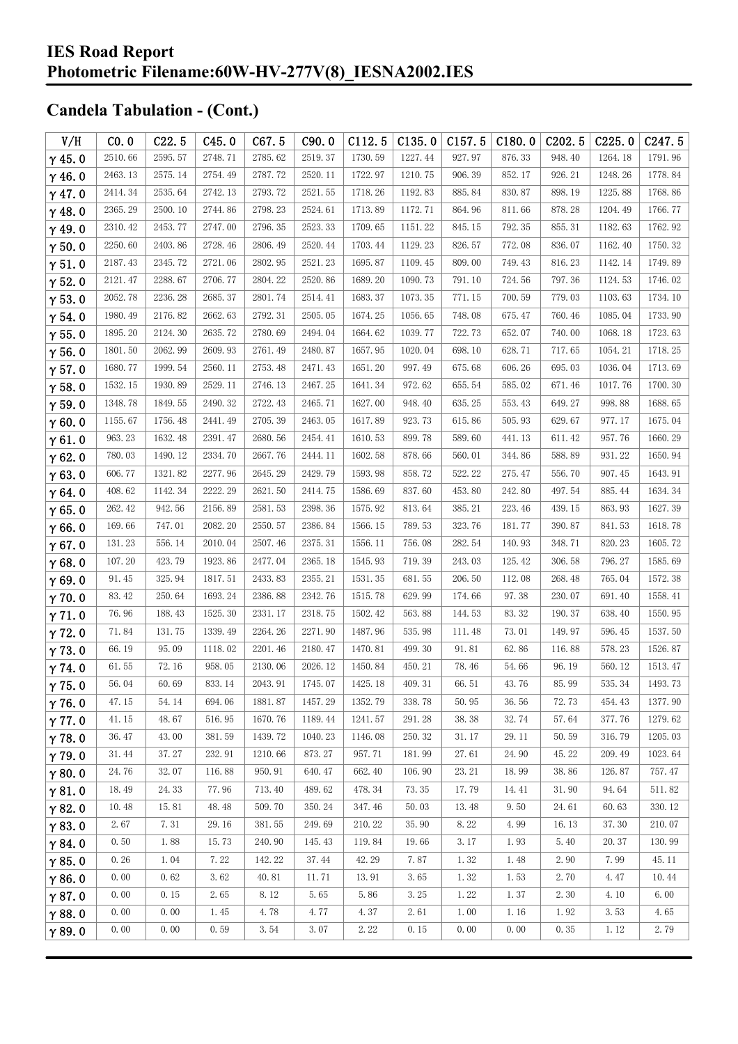# IES Road Report
# Photometric Filename:60W-HV-277V(8)_IESNA2002.IES

## Candela Tabulation - (Cont.)

| V/H | C0.0 | C22.5 | C45.0 | C67.5 | C90.0 | C112.5 | C135.0 | C157.5 | C180.0 | C202.5 | C225.0 | C247.5 |
|---|---|---|---|---|---|---|---|---|---|---|---|---|
| γ 45.0 | 2510.66 | 2595.57 | 2748.71 | 2785.62 | 2519.37 | 1730.59 | 1227.44 | 927.97 | 876.33 | 948.40 | 1264.18 | 1791.96 |
| γ 46.0 | 2463.13 | 2575.14 | 2754.49 | 2787.72 | 2520.11 | 1722.97 | 1210.75 | 906.39 | 852.17 | 926.21 | 1248.26 | 1778.84 |
| γ 47.0 | 2414.34 | 2535.64 | 2742.13 | 2793.72 | 2521.55 | 1718.26 | 1192.83 | 885.84 | 830.87 | 898.19 | 1225.88 | 1768.86 |
| γ 48.0 | 2365.29 | 2500.10 | 2744.86 | 2798.23 | 2524.61 | 1713.89 | 1172.71 | 864.96 | 811.66 | 878.28 | 1204.49 | 1766.77 |
| γ 49.0 | 2310.42 | 2453.77 | 2747.00 | 2796.35 | 2523.33 | 1709.65 | 1151.22 | 845.15 | 792.35 | 855.31 | 1182.63 | 1762.92 |
| γ 50.0 | 2250.60 | 2403.86 | 2728.46 | 2806.49 | 2520.44 | 1703.44 | 1129.23 | 826.57 | 772.08 | 836.07 | 1162.40 | 1750.32 |
| γ 51.0 | 2187.43 | 2345.72 | 2721.06 | 2802.95 | 2521.23 | 1695.87 | 1109.45 | 809.00 | 749.43 | 816.23 | 1142.14 | 1749.89 |
| γ 52.0 | 2121.47 | 2288.67 | 2706.77 | 2804.22 | 2520.86 | 1689.20 | 1090.73 | 791.10 | 724.56 | 797.36 | 1124.53 | 1746.02 |
| γ 53.0 | 2052.78 | 2236.28 | 2685.37 | 2801.74 | 2514.41 | 1683.37 | 1073.35 | 771.15 | 700.59 | 779.03 | 1103.63 | 1734.10 |
| γ 54.0 | 1980.49 | 2176.82 | 2662.63 | 2792.31 | 2505.05 | 1674.25 | 1056.65 | 748.08 | 675.47 | 760.46 | 1085.04 | 1733.90 |
| γ 55.0 | 1895.20 | 2124.30 | 2635.72 | 2780.69 | 2494.04 | 1664.62 | 1039.77 | 722.73 | 652.07 | 740.00 | 1068.18 | 1723.63 |
| γ 56.0 | 1801.50 | 2062.99 | 2609.93 | 2761.49 | 2480.87 | 1657.95 | 1020.04 | 698.10 | 628.71 | 717.65 | 1054.21 | 1718.25 |
| γ 57.0 | 1680.77 | 1999.54 | 2560.11 | 2753.48 | 2471.43 | 1651.20 | 997.49 | 675.68 | 606.26 | 695.03 | 1036.04 | 1713.69 |
| γ 58.0 | 1532.15 | 1930.89 | 2529.11 | 2746.13 | 2467.25 | 1641.34 | 972.62 | 655.54 | 585.02 | 671.46 | 1017.76 | 1700.30 |
| γ 59.0 | 1348.78 | 1849.55 | 2490.32 | 2722.43 | 2465.71 | 1627.00 | 948.40 | 635.25 | 553.43 | 649.27 | 998.88 | 1688.65 |
| γ 60.0 | 1155.67 | 1756.48 | 2441.49 | 2705.39 | 2463.05 | 1617.89 | 923.73 | 615.86 | 505.93 | 629.67 | 977.17 | 1675.04 |
| γ 61.0 | 963.23 | 1632.48 | 2391.47 | 2680.56 | 2454.41 | 1610.53 | 899.78 | 589.60 | 441.13 | 611.42 | 957.76 | 1660.29 |
| γ 62.0 | 780.03 | 1490.12 | 2334.70 | 2667.76 | 2444.11 | 1602.58 | 878.66 | 560.01 | 344.86 | 588.89 | 931.22 | 1650.94 |
| γ 63.0 | 606.77 | 1321.82 | 2277.96 | 2645.29 | 2429.79 | 1593.98 | 858.72 | 522.22 | 275.47 | 556.70 | 907.45 | 1643.91 |
| γ 64.0 | 408.62 | 1142.34 | 2222.29 | 2621.50 | 2414.75 | 1586.69 | 837.60 | 453.80 | 242.80 | 497.54 | 885.44 | 1634.34 |
| γ 65.0 | 262.42 | 942.56 | 2156.89 | 2581.53 | 2398.36 | 1575.92 | 813.64 | 385.21 | 223.46 | 439.15 | 863.93 | 1627.39 |
| γ 66.0 | 169.66 | 747.01 | 2082.20 | 2550.57 | 2386.84 | 1566.15 | 789.53 | 323.76 | 181.77 | 390.87 | 841.53 | 1618.78 |
| γ 67.0 | 131.23 | 556.14 | 2010.04 | 2507.46 | 2375.31 | 1556.11 | 756.08 | 282.54 | 140.93 | 348.71 | 820.23 | 1605.72 |
| γ 68.0 | 107.20 | 423.79 | 1923.86 | 2477.04 | 2365.18 | 1545.93 | 719.39 | 243.03 | 125.42 | 306.58 | 796.27 | 1585.69 |
| γ 69.0 | 91.45 | 325.94 | 1817.51 | 2433.83 | 2355.21 | 1531.35 | 681.55 | 206.50 | 112.08 | 268.48 | 765.04 | 1572.38 |
| γ 70.0 | 83.42 | 250.64 | 1693.24 | 2386.88 | 2342.76 | 1515.78 | 629.99 | 174.66 | 97.38 | 230.07 | 691.40 | 1558.41 |
| γ 71.0 | 76.96 | 188.43 | 1525.30 | 2331.17 | 2318.75 | 1502.42 | 563.88 | 144.53 | 83.32 | 190.37 | 638.40 | 1550.95 |
| γ 72.0 | 71.84 | 131.75 | 1339.49 | 2264.26 | 2271.90 | 1487.96 | 535.98 | 111.48 | 73.01 | 149.97 | 596.45 | 1537.50 |
| γ 73.0 | 66.19 | 95.09 | 1118.02 | 2201.46 | 2180.47 | 1470.81 | 499.30 | 91.81 | 62.86 | 116.88 | 578.23 | 1526.87 |
| γ 74.0 | 61.55 | 72.16 | 958.05 | 2130.06 | 2026.12 | 1450.84 | 450.21 | 78.46 | 54.66 | 96.19 | 560.12 | 1513.47 |
| γ 75.0 | 56.04 | 60.69 | 833.14 | 2043.91 | 1745.07 | 1425.18 | 409.31 | 66.51 | 43.76 | 85.99 | 535.34 | 1493.73 |
| γ 76.0 | 47.15 | 54.14 | 694.06 | 1881.87 | 1457.29 | 1352.79 | 338.78 | 50.95 | 36.56 | 72.73 | 454.43 | 1377.90 |
| γ 77.0 | 41.15 | 48.67 | 516.95 | 1670.76 | 1189.44 | 1241.57 | 291.28 | 38.38 | 32.74 | 57.64 | 377.76 | 1279.62 |
| γ 78.0 | 36.47 | 43.00 | 381.59 | 1439.72 | 1040.23 | 1146.08 | 250.32 | 31.17 | 29.11 | 50.59 | 316.79 | 1205.03 |
| γ 79.0 | 31.44 | 37.27 | 232.91 | 1210.66 | 873.27 | 957.71 | 181.99 | 27.61 | 24.90 | 45.22 | 209.49 | 1023.64 |
| γ 80.0 | 24.76 | 32.07 | 116.88 | 950.91 | 640.47 | 662.40 | 106.90 | 23.21 | 18.99 | 38.86 | 126.87 | 757.47 |
| γ 81.0 | 18.49 | 24.33 | 77.96 | 713.40 | 489.62 | 478.34 | 73.35 | 17.79 | 14.41 | 31.90 | 94.64 | 511.82 |
| γ 82.0 | 10.48 | 15.81 | 48.48 | 509.70 | 350.24 | 347.46 | 50.03 | 13.48 | 9.50 | 24.61 | 60.63 | 330.12 |
| γ 83.0 | 2.67 | 7.31 | 29.16 | 381.55 | 249.69 | 210.22 | 35.90 | 8.22 | 4.99 | 16.13 | 37.30 | 210.07 |
| γ 84.0 | 0.50 | 1.88 | 15.73 | 240.90 | 145.43 | 119.84 | 19.66 | 3.17 | 1.93 | 5.40 | 20.37 | 130.99 |
| γ 85.0 | 0.26 | 1.04 | 7.22 | 142.22 | 37.44 | 42.29 | 7.87 | 1.32 | 1.48 | 2.90 | 7.99 | 45.11 |
| γ 86.0 | 0.00 | 0.62 | 3.62 | 40.81 | 11.71 | 13.91 | 3.65 | 1.32 | 1.53 | 2.70 | 4.47 | 10.44 |
| γ 87.0 | 0.00 | 0.15 | 2.65 | 8.12 | 5.65 | 5.86 | 3.25 | 1.22 | 1.37 | 2.30 | 4.10 | 6.00 |
| γ 88.0 | 0.00 | 0.00 | 1.45 | 4.78 | 4.77 | 4.37 | 2.61 | 1.00 | 1.16 | 1.92 | 3.53 | 4.65 |
| γ 89.0 | 0.00 | 0.00 | 0.59 | 3.54 | 3.07 | 2.22 | 0.15 | 0.00 | 0.00 | 0.35 | 1.12 | 2.79 |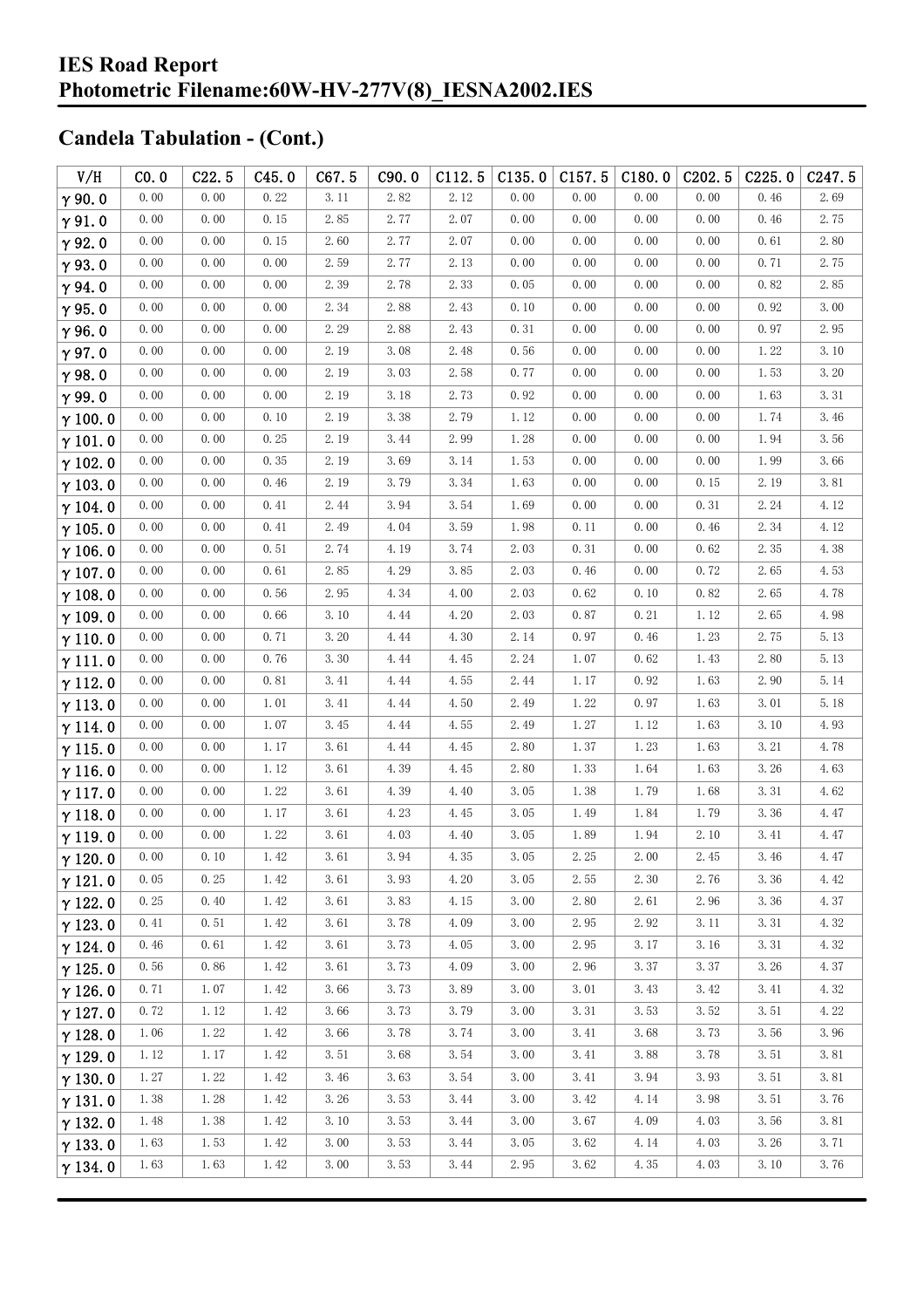# IES Road Report
# Photometric Filename:60W-HV-277V(8)_IESNA2002.IES

## Candela Tabulation - (Cont.)

| V/H | C0.0 | C22.5 | C45.0 | C67.5 | C90.0 | C112.5 | C135.0 | C157.5 | C180.0 | C202.5 | C225.0 | C247.5 |
|---|---|---|---|---|---|---|---|---|---|---|---|---|
| γ90.0 | 0.00 | 0.00 | 0.22 | 3.11 | 2.82 | 2.12 | 0.00 | 0.00 | 0.00 | 0.00 | 0.46 | 2.69 |
| γ91.0 | 0.00 | 0.00 | 0.15 | 2.85 | 2.77 | 2.07 | 0.00 | 0.00 | 0.00 | 0.00 | 0.46 | 2.75 |
| γ92.0 | 0.00 | 0.00 | 0.15 | 2.60 | 2.77 | 2.07 | 0.00 | 0.00 | 0.00 | 0.00 | 0.61 | 2.80 |
| γ93.0 | 0.00 | 0.00 | 0.00 | 2.59 | 2.77 | 2.13 | 0.00 | 0.00 | 0.00 | 0.00 | 0.71 | 2.75 |
| γ94.0 | 0.00 | 0.00 | 0.00 | 2.39 | 2.78 | 2.33 | 0.05 | 0.00 | 0.00 | 0.00 | 0.82 | 2.85 |
| γ95.0 | 0.00 | 0.00 | 0.00 | 2.34 | 2.88 | 2.43 | 0.10 | 0.00 | 0.00 | 0.00 | 0.92 | 3.00 |
| γ96.0 | 0.00 | 0.00 | 0.00 | 2.29 | 2.88 | 2.43 | 0.31 | 0.00 | 0.00 | 0.00 | 0.97 | 2.95 |
| γ97.0 | 0.00 | 0.00 | 0.00 | 2.19 | 3.08 | 2.48 | 0.56 | 0.00 | 0.00 | 0.00 | 1.22 | 3.10 |
| γ98.0 | 0.00 | 0.00 | 0.00 | 2.19 | 3.03 | 2.58 | 0.77 | 0.00 | 0.00 | 0.00 | 1.53 | 3.20 |
| γ99.0 | 0.00 | 0.00 | 0.00 | 2.19 | 3.18 | 2.73 | 0.92 | 0.00 | 0.00 | 0.00 | 1.63 | 3.31 |
| γ100.0 | 0.00 | 0.00 | 0.10 | 2.19 | 3.38 | 2.79 | 1.12 | 0.00 | 0.00 | 0.00 | 1.74 | 3.46 |
| γ101.0 | 0.00 | 0.00 | 0.25 | 2.19 | 3.44 | 2.99 | 1.28 | 0.00 | 0.00 | 0.00 | 1.94 | 3.56 |
| γ102.0 | 0.00 | 0.00 | 0.35 | 2.19 | 3.69 | 3.14 | 1.53 | 0.00 | 0.00 | 0.00 | 1.99 | 3.66 |
| γ103.0 | 0.00 | 0.00 | 0.46 | 2.19 | 3.79 | 3.34 | 1.63 | 0.00 | 0.00 | 0.15 | 2.19 | 3.81 |
| γ104.0 | 0.00 | 0.00 | 0.41 | 2.44 | 3.94 | 3.54 | 1.69 | 0.00 | 0.00 | 0.31 | 2.24 | 4.12 |
| γ105.0 | 0.00 | 0.00 | 0.41 | 2.49 | 4.04 | 3.59 | 1.98 | 0.11 | 0.00 | 0.46 | 2.34 | 4.12 |
| γ106.0 | 0.00 | 0.00 | 0.51 | 2.74 | 4.19 | 3.74 | 2.03 | 0.31 | 0.00 | 0.62 | 2.35 | 4.38 |
| γ107.0 | 0.00 | 0.00 | 0.61 | 2.85 | 4.29 | 3.85 | 2.03 | 0.46 | 0.00 | 0.72 | 2.65 | 4.53 |
| γ108.0 | 0.00 | 0.00 | 0.56 | 2.95 | 4.34 | 4.00 | 2.03 | 0.62 | 0.10 | 0.82 | 2.65 | 4.78 |
| γ109.0 | 0.00 | 0.00 | 0.66 | 3.10 | 4.44 | 4.20 | 2.03 | 0.87 | 0.21 | 1.12 | 2.65 | 4.98 |
| γ110.0 | 0.00 | 0.00 | 0.71 | 3.20 | 4.44 | 4.30 | 2.14 | 0.97 | 0.46 | 1.23 | 2.75 | 5.13 |
| γ111.0 | 0.00 | 0.00 | 0.76 | 3.30 | 4.44 | 4.45 | 2.24 | 1.07 | 0.62 | 1.43 | 2.80 | 5.13 |
| γ112.0 | 0.00 | 0.00 | 0.81 | 3.41 | 4.44 | 4.55 | 2.44 | 1.17 | 0.92 | 1.63 | 2.90 | 5.14 |
| γ113.0 | 0.00 | 0.00 | 1.01 | 3.41 | 4.44 | 4.50 | 2.49 | 1.22 | 0.97 | 1.63 | 3.01 | 5.18 |
| γ114.0 | 0.00 | 0.00 | 1.07 | 3.45 | 4.44 | 4.55 | 2.49 | 1.27 | 1.12 | 1.63 | 3.10 | 4.93 |
| γ115.0 | 0.00 | 0.00 | 1.17 | 3.61 | 4.44 | 4.45 | 2.80 | 1.37 | 1.23 | 1.63 | 3.21 | 4.78 |
| γ116.0 | 0.00 | 0.00 | 1.12 | 3.61 | 4.39 | 4.45 | 2.80 | 1.33 | 1.64 | 1.63 | 3.26 | 4.63 |
| γ117.0 | 0.00 | 0.00 | 1.22 | 3.61 | 4.39 | 4.40 | 3.05 | 1.38 | 1.79 | 1.68 | 3.31 | 4.62 |
| γ118.0 | 0.00 | 0.00 | 1.17 | 3.61 | 4.23 | 4.45 | 3.05 | 1.49 | 1.84 | 1.79 | 3.36 | 4.47 |
| γ119.0 | 0.00 | 0.00 | 1.22 | 3.61 | 4.03 | 4.40 | 3.05 | 1.89 | 1.94 | 2.10 | 3.41 | 4.47 |
| γ120.0 | 0.00 | 0.10 | 1.42 | 3.61 | 3.94 | 4.35 | 3.05 | 2.25 | 2.00 | 2.45 | 3.46 | 4.47 |
| γ121.0 | 0.05 | 0.25 | 1.42 | 3.61 | 3.93 | 4.20 | 3.05 | 2.55 | 2.30 | 2.76 | 3.36 | 4.42 |
| γ122.0 | 0.25 | 0.40 | 1.42 | 3.61 | 3.83 | 4.15 | 3.00 | 2.80 | 2.61 | 2.96 | 3.36 | 4.37 |
| γ123.0 | 0.41 | 0.51 | 1.42 | 3.61 | 3.78 | 4.09 | 3.00 | 2.95 | 2.92 | 3.11 | 3.31 | 4.32 |
| γ124.0 | 0.46 | 0.61 | 1.42 | 3.61 | 3.73 | 4.05 | 3.00 | 2.95 | 3.17 | 3.16 | 3.31 | 4.32 |
| γ125.0 | 0.56 | 0.86 | 1.42 | 3.61 | 3.73 | 4.09 | 3.00 | 2.96 | 3.37 | 3.37 | 3.26 | 4.37 |
| γ126.0 | 0.71 | 1.07 | 1.42 | 3.66 | 3.73 | 3.89 | 3.00 | 3.01 | 3.43 | 3.42 | 3.41 | 4.32 |
| γ127.0 | 0.72 | 1.12 | 1.42 | 3.66 | 3.73 | 3.79 | 3.00 | 3.31 | 3.53 | 3.52 | 3.51 | 4.22 |
| γ128.0 | 1.06 | 1.22 | 1.42 | 3.66 | 3.78 | 3.74 | 3.00 | 3.41 | 3.68 | 3.73 | 3.56 | 3.96 |
| γ129.0 | 1.12 | 1.17 | 1.42 | 3.51 | 3.68 | 3.54 | 3.00 | 3.41 | 3.88 | 3.78 | 3.51 | 3.81 |
| γ130.0 | 1.27 | 1.22 | 1.42 | 3.46 | 3.63 | 3.54 | 3.00 | 3.41 | 3.94 | 3.93 | 3.51 | 3.81 |
| γ131.0 | 1.38 | 1.28 | 1.42 | 3.26 | 3.53 | 3.44 | 3.00 | 3.42 | 4.14 | 3.98 | 3.51 | 3.76 |
| γ132.0 | 1.48 | 1.38 | 1.42 | 3.10 | 3.53 | 3.44 | 3.00 | 3.67 | 4.09 | 4.03 | 3.56 | 3.81 |
| γ133.0 | 1.63 | 1.53 | 1.42 | 3.00 | 3.53 | 3.44 | 3.05 | 3.62 | 4.14 | 4.03 | 3.26 | 3.71 |
| γ134.0 | 1.63 | 1.63 | 1.42 | 3.00 | 3.53 | 3.44 | 2.95 | 3.62 | 4.35 | 4.03 | 3.10 | 3.76 |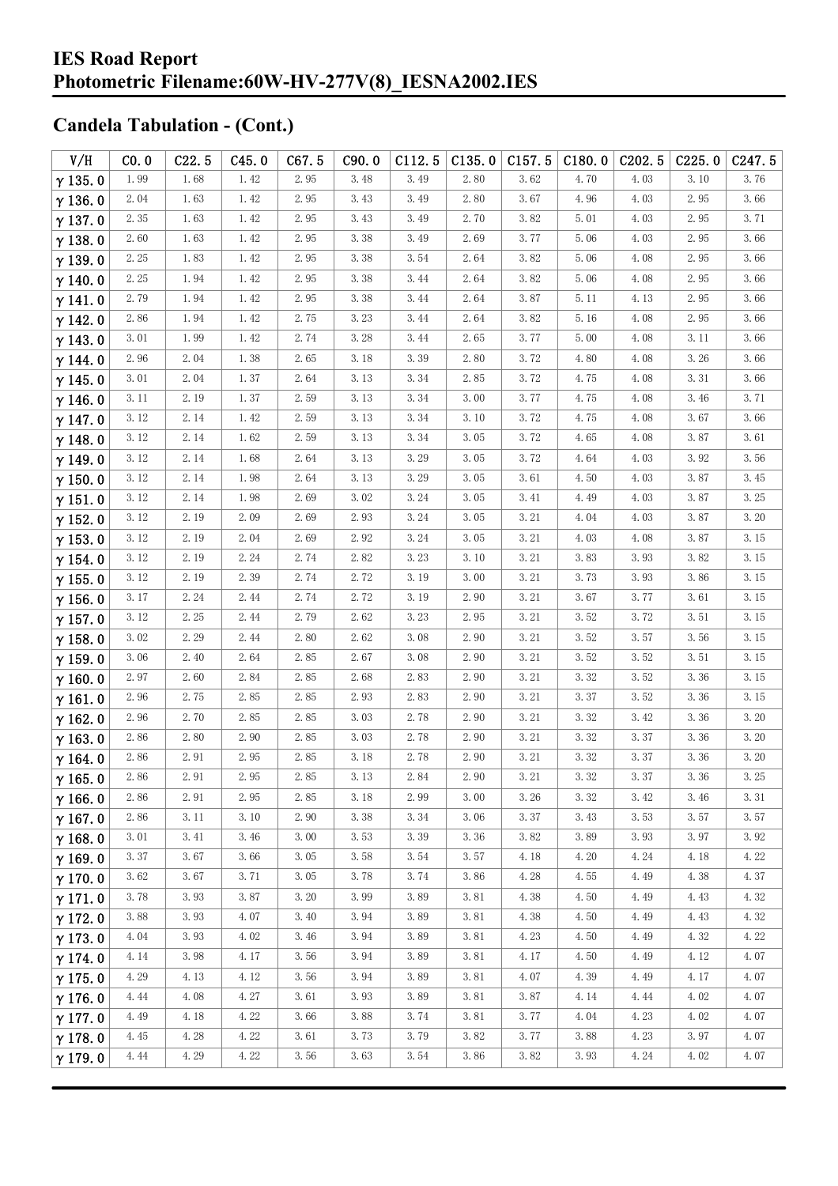## Candela Tabulation - (Cont.)

| V/H | C0.0 | C22.5 | C45.0 | C67.5 | C90.0 | C112.5 | C135.0 | C157.5 | C180.0 | C202.5 | C225.0 | C247.5 |
|---|---|---|---|---|---|---|---|---|---|---|---|---|
| γ 135.0 | 1.99 | 1.68 | 1.42 | 2.95 | 3.48 | 3.49 | 2.80 | 3.62 | 4.70 | 4.03 | 3.10 | 3.76 |
| γ 136.0 | 2.04 | 1.63 | 1.42 | 2.95 | 3.43 | 3.49 | 2.80 | 3.67 | 4.96 | 4.03 | 2.95 | 3.66 |
| γ 137.0 | 2.35 | 1.63 | 1.42 | 2.95 | 3.43 | 3.49 | 2.70 | 3.82 | 5.01 | 4.03 | 2.95 | 3.71 |
| γ 138.0 | 2.60 | 1.63 | 1.42 | 2.95 | 3.38 | 3.49 | 2.69 | 3.77 | 5.06 | 4.03 | 2.95 | 3.66 |
| γ 139.0 | 2.25 | 1.83 | 1.42 | 2.95 | 3.38 | 3.54 | 2.64 | 3.82 | 5.06 | 4.08 | 2.95 | 3.66 |
| γ 140.0 | 2.25 | 1.94 | 1.42 | 2.95 | 3.38 | 3.44 | 2.64 | 3.82 | 5.06 | 4.08 | 2.95 | 3.66 |
| γ 141.0 | 2.79 | 1.94 | 1.42 | 2.95 | 3.38 | 3.44 | 2.64 | 3.87 | 5.11 | 4.13 | 2.95 | 3.66 |
| γ 142.0 | 2.86 | 1.94 | 1.42 | 2.75 | 3.23 | 3.44 | 2.64 | 3.82 | 5.16 | 4.08 | 2.95 | 3.66 |
| γ 143.0 | 3.01 | 1.99 | 1.42 | 2.74 | 3.28 | 3.44 | 2.65 | 3.77 | 5.00 | 4.08 | 3.11 | 3.66 |
| γ 144.0 | 2.96 | 2.04 | 1.38 | 2.65 | 3.18 | 3.39 | 2.80 | 3.72 | 4.80 | 4.08 | 3.26 | 3.66 |
| γ 145.0 | 3.01 | 2.04 | 1.37 | 2.64 | 3.13 | 3.34 | 2.85 | 3.72 | 4.75 | 4.08 | 3.31 | 3.66 |
| γ 146.0 | 3.11 | 2.19 | 1.37 | 2.59 | 3.13 | 3.34 | 3.00 | 3.77 | 4.75 | 4.08 | 3.46 | 3.71 |
| γ 147.0 | 3.12 | 2.14 | 1.42 | 2.59 | 3.13 | 3.34 | 3.10 | 3.72 | 4.75 | 4.08 | 3.67 | 3.66 |
| γ 148.0 | 3.12 | 2.14 | 1.62 | 2.59 | 3.13 | 3.34 | 3.05 | 3.72 | 4.65 | 4.08 | 3.87 | 3.61 |
| γ 149.0 | 3.12 | 2.14 | 1.68 | 2.64 | 3.13 | 3.29 | 3.05 | 3.72 | 4.64 | 4.03 | 3.92 | 3.56 |
| γ 150.0 | 3.12 | 2.14 | 1.98 | 2.64 | 3.13 | 3.29 | 3.05 | 3.61 | 4.50 | 4.03 | 3.87 | 3.45 |
| γ 151.0 | 3.12 | 2.14 | 1.98 | 2.69 | 3.02 | 3.24 | 3.05 | 3.41 | 4.49 | 4.03 | 3.87 | 3.25 |
| γ 152.0 | 3.12 | 2.19 | 2.09 | 2.69 | 2.93 | 3.24 | 3.05 | 3.21 | 4.04 | 4.03 | 3.87 | 3.20 |
| γ 153.0 | 3.12 | 2.19 | 2.04 | 2.69 | 2.92 | 3.24 | 3.05 | 3.21 | 4.03 | 4.08 | 3.87 | 3.15 |
| γ 154.0 | 3.12 | 2.19 | 2.24 | 2.74 | 2.82 | 3.23 | 3.10 | 3.21 | 3.83 | 3.93 | 3.82 | 3.15 |
| γ 155.0 | 3.12 | 2.19 | 2.39 | 2.74 | 2.72 | 3.19 | 3.00 | 3.21 | 3.73 | 3.93 | 3.86 | 3.15 |
| γ 156.0 | 3.17 | 2.24 | 2.44 | 2.74 | 2.72 | 3.19 | 2.90 | 3.21 | 3.67 | 3.77 | 3.61 | 3.15 |
| γ 157.0 | 3.12 | 2.25 | 2.44 | 2.79 | 2.62 | 3.23 | 2.95 | 3.21 | 3.52 | 3.72 | 3.51 | 3.15 |
| γ 158.0 | 3.02 | 2.29 | 2.44 | 2.80 | 2.62 | 3.08 | 2.90 | 3.21 | 3.52 | 3.57 | 3.56 | 3.15 |
| γ 159.0 | 3.06 | 2.40 | 2.64 | 2.85 | 2.67 | 3.08 | 2.90 | 3.21 | 3.52 | 3.52 | 3.51 | 3.15 |
| γ 160.0 | 2.97 | 2.60 | 2.84 | 2.85 | 2.68 | 2.83 | 2.90 | 3.21 | 3.32 | 3.52 | 3.36 | 3.15 |
| γ 161.0 | 2.96 | 2.75 | 2.85 | 2.85 | 2.93 | 2.83 | 2.90 | 3.21 | 3.37 | 3.52 | 3.36 | 3.15 |
| γ 162.0 | 2.96 | 2.70 | 2.85 | 2.85 | 3.03 | 2.78 | 2.90 | 3.21 | 3.32 | 3.42 | 3.36 | 3.20 |
| γ 163.0 | 2.86 | 2.80 | 2.90 | 2.85 | 3.03 | 2.78 | 2.90 | 3.21 | 3.32 | 3.37 | 3.36 | 3.20 |
| γ 164.0 | 2.86 | 2.91 | 2.95 | 2.85 | 3.18 | 2.78 | 2.90 | 3.21 | 3.32 | 3.37 | 3.36 | 3.20 |
| γ 165.0 | 2.86 | 2.91 | 2.95 | 2.85 | 3.13 | 2.84 | 2.90 | 3.21 | 3.32 | 3.37 | 3.36 | 3.25 |
| γ 166.0 | 2.86 | 2.91 | 2.95 | 2.85 | 3.18 | 2.99 | 3.00 | 3.26 | 3.32 | 3.42 | 3.46 | 3.31 |
| γ 167.0 | 2.86 | 3.11 | 3.10 | 2.90 | 3.38 | 3.34 | 3.06 | 3.37 | 3.43 | 3.53 | 3.57 | 3.57 |
| γ 168.0 | 3.01 | 3.41 | 3.46 | 3.00 | 3.53 | 3.39 | 3.36 | 3.82 | 3.89 | 3.93 | 3.97 | 3.92 |
| γ 169.0 | 3.37 | 3.67 | 3.66 | 3.05 | 3.58 | 3.54 | 3.57 | 4.18 | 4.20 | 4.24 | 4.18 | 4.22 |
| γ 170.0 | 3.62 | 3.67 | 3.71 | 3.05 | 3.78 | 3.74 | 3.86 | 4.28 | 4.55 | 4.49 | 4.38 | 4.37 |
| γ 171.0 | 3.78 | 3.93 | 3.87 | 3.20 | 3.99 | 3.89 | 3.81 | 4.38 | 4.50 | 4.49 | 4.43 | 4.32 |
| γ 172.0 | 3.88 | 3.93 | 4.07 | 3.40 | 3.94 | 3.89 | 3.81 | 4.38 | 4.50 | 4.49 | 4.43 | 4.32 |
| γ 173.0 | 4.04 | 3.93 | 4.02 | 3.46 | 3.94 | 3.89 | 3.81 | 4.23 | 4.50 | 4.49 | 4.32 | 4.22 |
| γ 174.0 | 4.14 | 3.98 | 4.17 | 3.56 | 3.94 | 3.89 | 3.81 | 4.17 | 4.50 | 4.49 | 4.12 | 4.07 |
| γ 175.0 | 4.29 | 4.13 | 4.12 | 3.56 | 3.94 | 3.89 | 3.81 | 4.07 | 4.39 | 4.49 | 4.17 | 4.07 |
| γ 176.0 | 4.44 | 4.08 | 4.27 | 3.61 | 3.93 | 3.89 | 3.81 | 3.87 | 4.14 | 4.44 | 4.02 | 4.07 |
| γ 177.0 | 4.49 | 4.18 | 4.22 | 3.66 | 3.88 | 3.74 | 3.81 | 3.77 | 4.04 | 4.23 | 4.02 | 4.07 |
| γ 178.0 | 4.45 | 4.28 | 4.22 | 3.61 | 3.73 | 3.79 | 3.82 | 3.77 | 3.88 | 4.23 | 3.97 | 4.07 |
| γ 179.0 | 4.44 | 4.29 | 4.22 | 3.56 | 3.63 | 3.54 | 3.86 | 3.82 | 3.93 | 4.24 | 4.02 | 4.07 |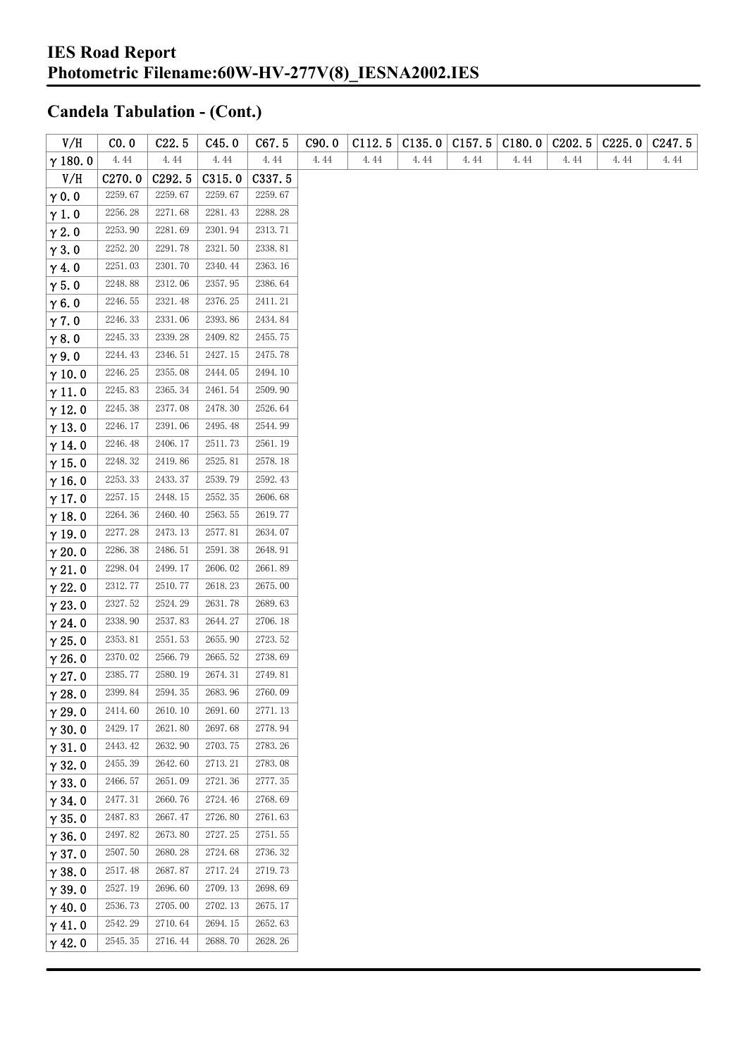## IES Road Report
## Photometric Filename:60W-HV-277V(8)_IESNA2002.IES

## Candela Tabulation - (Cont.)

| V/H | C0.0 | C22.5 | C45.0 | C67.5 | C90.0 | C112.5 | C135.0 | C157.5 | C180.0 | C202.5 | C225.0 | C247.5 |
|---|---|---|---|---|---|---|---|---|---|---|---|---|
| γ180.0 | 4.44 | 4.44 | 4.44 | 4.44 | 4.44 | 4.44 | 4.44 | 4.44 | 4.44 | 4.44 | 4.44 | 4.44 |

| V/H | C270.0 | C292.5 | C315.0 | C337.5 |
|---|---|---|---|---|
| γ0.0 | 2259.67 | 2259.67 | 2259.67 | 2259.67 |
| γ1.0 | 2256.28 | 2271.68 | 2281.43 | 2288.28 |
| γ2.0 | 2253.90 | 2281.69 | 2301.94 | 2313.71 |
| γ3.0 | 2252.20 | 2291.78 | 2321.50 | 2338.81 |
| γ4.0 | 2251.03 | 2301.70 | 2340.44 | 2363.16 |
| γ5.0 | 2248.88 | 2312.06 | 2357.95 | 2386.64 |
| γ6.0 | 2246.55 | 2321.48 | 2376.25 | 2411.21 |
| γ7.0 | 2246.33 | 2331.06 | 2393.86 | 2434.84 |
| γ8.0 | 2245.33 | 2339.28 | 2409.82 | 2455.75 |
| γ9.0 | 2244.43 | 2346.51 | 2427.15 | 2475.78 |
| γ10.0 | 2246.25 | 2355.08 | 2444.05 | 2494.10 |
| γ11.0 | 2245.83 | 2365.34 | 2461.54 | 2509.90 |
| γ12.0 | 2245.38 | 2377.08 | 2478.30 | 2526.64 |
| γ13.0 | 2246.17 | 2391.06 | 2495.48 | 2544.99 |
| γ14.0 | 2246.48 | 2406.17 | 2511.73 | 2561.19 |
| γ15.0 | 2248.32 | 2419.86 | 2525.81 | 2578.18 |
| γ16.0 | 2253.33 | 2433.37 | 2539.79 | 2592.43 |
| γ17.0 | 2257.15 | 2448.15 | 2552.35 | 2606.68 |
| γ18.0 | 2264.36 | 2460.40 | 2563.55 | 2619.77 |
| γ19.0 | 2277.28 | 2473.13 | 2577.81 | 2634.07 |
| γ20.0 | 2286.38 | 2486.51 | 2591.38 | 2648.91 |
| γ21.0 | 2298.04 | 2499.17 | 2606.02 | 2661.89 |
| γ22.0 | 2312.77 | 2510.77 | 2618.23 | 2675.00 |
| γ23.0 | 2327.52 | 2524.29 | 2631.78 | 2689.63 |
| γ24.0 | 2338.90 | 2537.83 | 2644.27 | 2706.18 |
| γ25.0 | 2353.81 | 2551.53 | 2655.90 | 2723.52 |
| γ26.0 | 2370.02 | 2566.79 | 2665.52 | 2738.69 |
| γ27.0 | 2385.77 | 2580.19 | 2674.31 | 2749.81 |
| γ28.0 | 2399.84 | 2594.35 | 2683.96 | 2760.09 |
| γ29.0 | 2414.60 | 2610.10 | 2691.60 | 2771.13 |
| γ30.0 | 2429.17 | 2621.80 | 2697.68 | 2778.94 |
| γ31.0 | 2443.42 | 2632.90 | 2703.75 | 2783.26 |
| γ32.0 | 2455.39 | 2642.60 | 2713.21 | 2783.08 |
| γ33.0 | 2466.57 | 2651.09 | 2721.36 | 2777.35 |
| γ34.0 | 2477.31 | 2660.76 | 2724.46 | 2768.69 |
| γ35.0 | 2487.83 | 2667.47 | 2726.80 | 2761.63 |
| γ36.0 | 2497.82 | 2673.80 | 2727.25 | 2751.55 |
| γ37.0 | 2507.50 | 2680.28 | 2724.68 | 2736.32 |
| γ38.0 | 2517.48 | 2687.87 | 2717.24 | 2719.73 |
| γ39.0 | 2527.19 | 2696.60 | 2709.13 | 2698.69 |
| γ40.0 | 2536.73 | 2705.00 | 2702.13 | 2675.17 |
| γ41.0 | 2542.29 | 2710.64 | 2694.15 | 2652.63 |
| γ42.0 | 2545.35 | 2716.44 | 2688.70 | 2628.26 |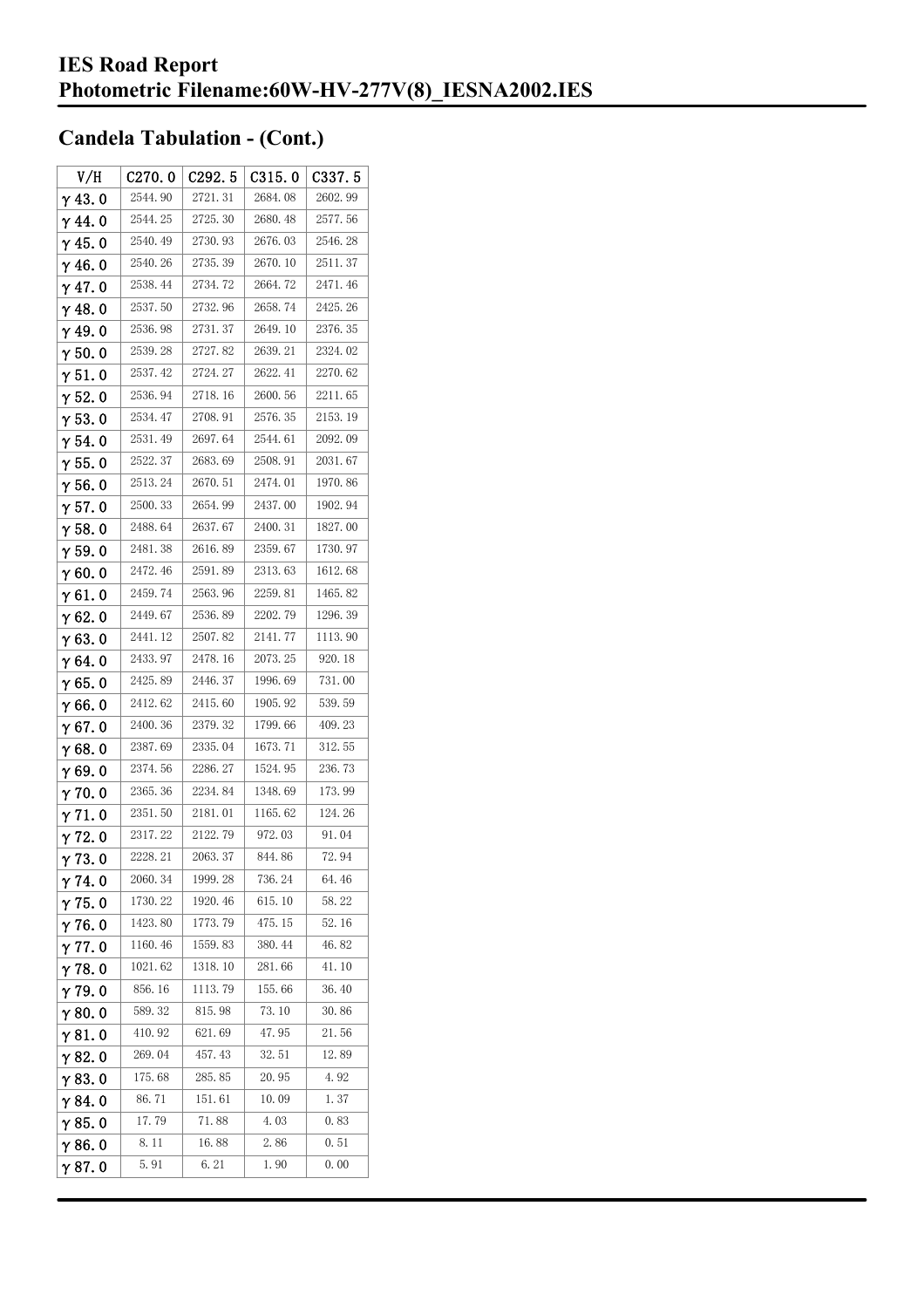## IES Road Report
## Photometric Filename:60W-HV-277V(8)_IESNA2002.IES

## Candela Tabulation - (Cont.)

| V/H | C270.0 | C292.5 | C315.0 | C337.5 |
|---|---|---|---|---|
| γ 43.0 | 2544.90 | 2721.31 | 2684.08 | 2602.99 |
| γ 44.0 | 2544.25 | 2725.30 | 2680.48 | 2577.56 |
| γ 45.0 | 2540.49 | 2730.93 | 2676.03 | 2546.28 |
| γ 46.0 | 2540.26 | 2735.39 | 2670.10 | 2511.37 |
| γ 47.0 | 2538.44 | 2734.72 | 2664.72 | 2471.46 |
| γ 48.0 | 2537.50 | 2732.96 | 2658.74 | 2425.26 |
| γ 49.0 | 2536.98 | 2731.37 | 2649.10 | 2376.35 |
| γ 50.0 | 2539.28 | 2727.82 | 2639.21 | 2324.02 |
| γ 51.0 | 2537.42 | 2724.27 | 2622.41 | 2270.62 |
| γ 52.0 | 2536.94 | 2718.16 | 2600.56 | 2211.65 |
| γ 53.0 | 2534.47 | 2708.91 | 2576.35 | 2153.19 |
| γ 54.0 | 2531.49 | 2697.64 | 2544.61 | 2092.09 |
| γ 55.0 | 2522.37 | 2683.69 | 2508.91 | 2031.67 |
| γ 56.0 | 2513.24 | 2670.51 | 2474.01 | 1970.86 |
| γ 57.0 | 2500.33 | 2654.99 | 2437.00 | 1902.94 |
| γ 58.0 | 2488.64 | 2637.67 | 2400.31 | 1827.00 |
| γ 59.0 | 2481.38 | 2616.89 | 2359.67 | 1730.97 |
| γ 60.0 | 2472.46 | 2591.89 | 2313.63 | 1612.68 |
| γ 61.0 | 2459.74 | 2563.96 | 2259.81 | 1465.82 |
| γ 62.0 | 2449.67 | 2536.89 | 2202.79 | 1296.39 |
| γ 63.0 | 2441.12 | 2507.82 | 2141.77 | 1113.90 |
| γ 64.0 | 2433.97 | 2478.16 | 2073.25 | 920.18 |
| γ 65.0 | 2425.89 | 2446.37 | 1996.69 | 731.00 |
| γ 66.0 | 2412.62 | 2415.60 | 1905.92 | 539.59 |
| γ 67.0 | 2400.36 | 2379.32 | 1799.66 | 409.23 |
| γ 68.0 | 2387.69 | 2335.04 | 1673.71 | 312.55 |
| γ 69.0 | 2374.56 | 2286.27 | 1524.95 | 236.73 |
| γ 70.0 | 2365.36 | 2234.84 | 1348.69 | 173.99 |
| γ 71.0 | 2351.50 | 2181.01 | 1165.62 | 124.26 |
| γ 72.0 | 2317.22 | 2122.79 | 972.03 | 91.04 |
| γ 73.0 | 2228.21 | 2063.37 | 844.86 | 72.94 |
| γ 74.0 | 2060.34 | 1999.28 | 736.24 | 64.46 |
| γ 75.0 | 1730.22 | 1920.46 | 615.10 | 58.22 |
| γ 76.0 | 1423.80 | 1773.79 | 475.15 | 52.16 |
| γ 77.0 | 1160.46 | 1559.83 | 380.44 | 46.82 |
| γ 78.0 | 1021.62 | 1318.10 | 281.66 | 41.10 |
| γ 79.0 | 856.16 | 1113.79 | 155.66 | 36.40 |
| γ 80.0 | 589.32 | 815.98 | 73.10 | 30.86 |
| γ 81.0 | 410.92 | 621.69 | 47.95 | 21.56 |
| γ 82.0 | 269.04 | 457.43 | 32.51 | 12.89 |
| γ 83.0 | 175.68 | 285.85 | 20.95 | 4.92 |
| γ 84.0 | 86.71 | 151.61 | 10.09 | 1.37 |
| γ 85.0 | 17.79 | 71.88 | 4.03 | 0.83 |
| γ 86.0 | 8.11 | 16.88 | 2.86 | 0.51 |
| γ 87.0 | 5.91 | 6.21 | 1.90 | 0.00 |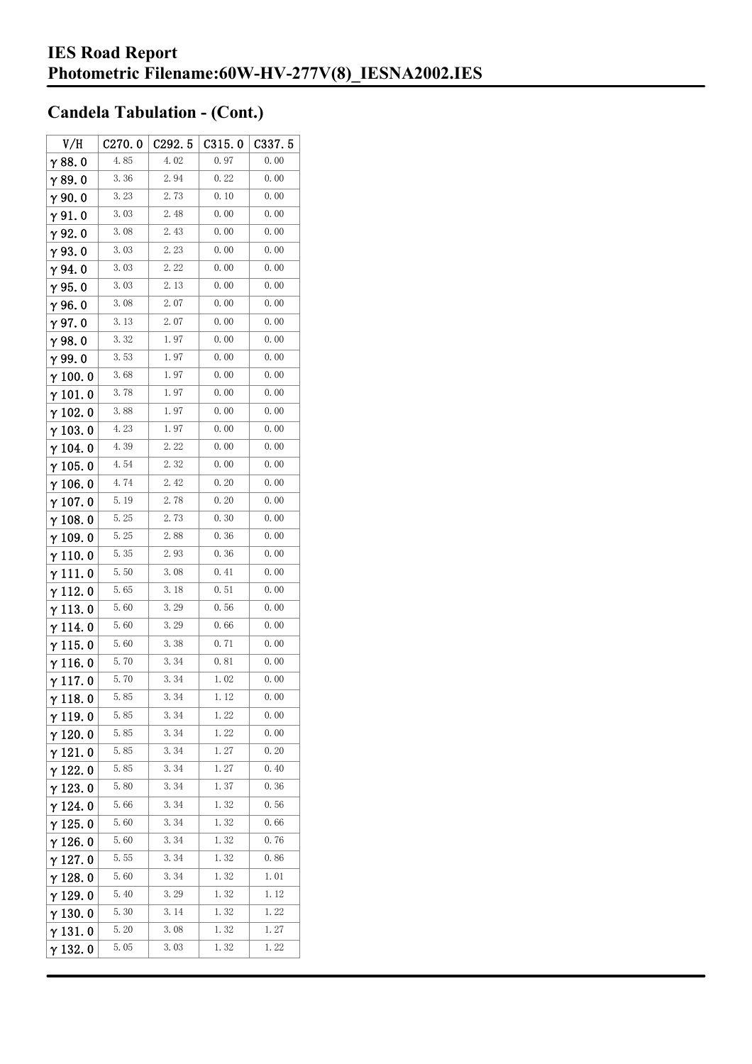# IES Road Report
# Photometric Filename:60W-HV-277V(8)_IESNA2002.IES

## Candela Tabulation - (Cont.)

| V/H | C270.0 | C292.5 | C315.0 | C337.5 |
|---|---|---|---|---|
| γ 88.0 | 4.85 | 4.02 | 0.97 | 0.00 |
| γ 89.0 | 3.36 | 2.94 | 0.22 | 0.00 |
| γ 90.0 | 3.23 | 2.73 | 0.10 | 0.00 |
| γ 91.0 | 3.03 | 2.48 | 0.00 | 0.00 |
| γ 92.0 | 3.08 | 2.43 | 0.00 | 0.00 |
| γ 93.0 | 3.03 | 2.23 | 0.00 | 0.00 |
| γ 94.0 | 3.03 | 2.22 | 0.00 | 0.00 |
| γ 95.0 | 3.03 | 2.13 | 0.00 | 0.00 |
| γ 96.0 | 3.08 | 2.07 | 0.00 | 0.00 |
| γ 97.0 | 3.13 | 2.07 | 0.00 | 0.00 |
| γ 98.0 | 3.32 | 1.97 | 0.00 | 0.00 |
| γ 99.0 | 3.53 | 1.97 | 0.00 | 0.00 |
| γ 100.0 | 3.68 | 1.97 | 0.00 | 0.00 |
| γ 101.0 | 3.78 | 1.97 | 0.00 | 0.00 |
| γ 102.0 | 3.88 | 1.97 | 0.00 | 0.00 |
| γ 103.0 | 4.23 | 1.97 | 0.00 | 0.00 |
| γ 104.0 | 4.39 | 2.22 | 0.00 | 0.00 |
| γ 105.0 | 4.54 | 2.32 | 0.00 | 0.00 |
| γ 106.0 | 4.74 | 2.42 | 0.20 | 0.00 |
| γ 107.0 | 5.19 | 2.78 | 0.20 | 0.00 |
| γ 108.0 | 5.25 | 2.73 | 0.30 | 0.00 |
| γ 109.0 | 5.25 | 2.88 | 0.36 | 0.00 |
| γ 110.0 | 5.35 | 2.93 | 0.36 | 0.00 |
| γ 111.0 | 5.50 | 3.08 | 0.41 | 0.00 |
| γ 112.0 | 5.65 | 3.18 | 0.51 | 0.00 |
| γ 113.0 | 5.60 | 3.29 | 0.56 | 0.00 |
| γ 114.0 | 5.60 | 3.29 | 0.66 | 0.00 |
| γ 115.0 | 5.60 | 3.38 | 0.71 | 0.00 |
| γ 116.0 | 5.70 | 3.34 | 0.81 | 0.00 |
| γ 117.0 | 5.70 | 3.34 | 1.02 | 0.00 |
| γ 118.0 | 5.85 | 3.34 | 1.12 | 0.00 |
| γ 119.0 | 5.85 | 3.34 | 1.22 | 0.00 |
| γ 120.0 | 5.85 | 3.34 | 1.22 | 0.00 |
| γ 121.0 | 5.85 | 3.34 | 1.27 | 0.20 |
| γ 122.0 | 5.85 | 3.34 | 1.27 | 0.40 |
| γ 123.0 | 5.80 | 3.34 | 1.37 | 0.36 |
| γ 124.0 | 5.66 | 3.34 | 1.32 | 0.56 |
| γ 125.0 | 5.60 | 3.34 | 1.32 | 0.66 |
| γ 126.0 | 5.60 | 3.34 | 1.32 | 0.76 |
| γ 127.0 | 5.55 | 3.34 | 1.32 | 0.86 |
| γ 128.0 | 5.60 | 3.34 | 1.32 | 1.01 |
| γ 129.0 | 5.40 | 3.29 | 1.32 | 1.12 |
| γ 130.0 | 5.30 | 3.14 | 1.32 | 1.22 |
| γ 131.0 | 5.20 | 3.08 | 1.32 | 1.27 |
| γ 132.0 | 5.05 | 3.03 | 1.32 | 1.22 |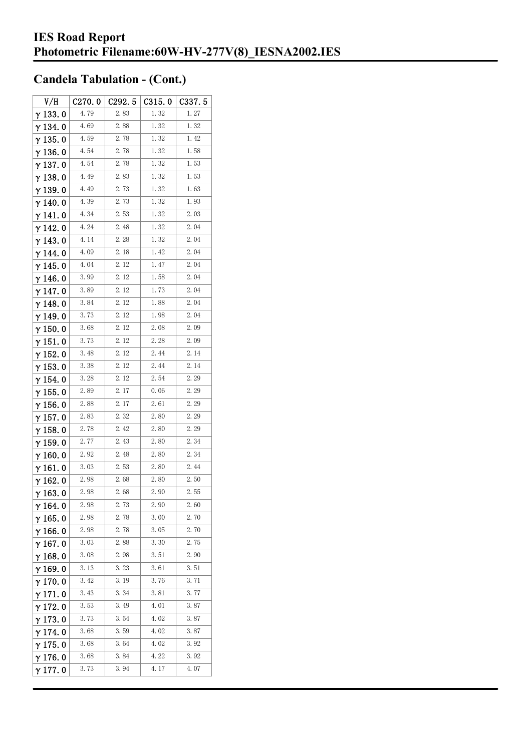# IES Road Report
# Photometric Filename:60W-HV-277V(8)_IESNA2002.IES

## Candela Tabulation - (Cont.)

| V/H | C270.0 | C292.5 | C315.0 | C337.5 |
|---|---|---|---|---|
| γ 133.0 | 4.79 | 2.83 | 1.32 | 1.27 |
| γ 134.0 | 4.69 | 2.88 | 1.32 | 1.32 |
| γ 135.0 | 4.59 | 2.78 | 1.32 | 1.42 |
| γ 136.0 | 4.54 | 2.78 | 1.32 | 1.58 |
| γ 137.0 | 4.54 | 2.78 | 1.32 | 1.53 |
| γ 138.0 | 4.49 | 2.83 | 1.32 | 1.53 |
| γ 139.0 | 4.49 | 2.73 | 1.32 | 1.63 |
| γ 140.0 | 4.39 | 2.73 | 1.32 | 1.93 |
| γ 141.0 | 4.34 | 2.53 | 1.32 | 2.03 |
| γ 142.0 | 4.24 | 2.48 | 1.32 | 2.04 |
| γ 143.0 | 4.14 | 2.28 | 1.32 | 2.04 |
| γ 144.0 | 4.09 | 2.18 | 1.42 | 2.04 |
| γ 145.0 | 4.04 | 2.12 | 1.47 | 2.04 |
| γ 146.0 | 3.99 | 2.12 | 1.58 | 2.04 |
| γ 147.0 | 3.89 | 2.12 | 1.73 | 2.04 |
| γ 148.0 | 3.84 | 2.12 | 1.88 | 2.04 |
| γ 149.0 | 3.73 | 2.12 | 1.98 | 2.04 |
| γ 150.0 | 3.68 | 2.12 | 2.08 | 2.09 |
| γ 151.0 | 3.73 | 2.12 | 2.28 | 2.09 |
| γ 152.0 | 3.48 | 2.12 | 2.44 | 2.14 |
| γ 153.0 | 3.38 | 2.12 | 2.44 | 2.14 |
| γ 154.0 | 3.28 | 2.12 | 2.54 | 2.29 |
| γ 155.0 | 2.89 | 2.17 | 0.06 | 2.29 |
| γ 156.0 | 2.88 | 2.17 | 2.61 | 2.29 |
| γ 157.0 | 2.83 | 2.32 | 2.80 | 2.29 |
| γ 158.0 | 2.78 | 2.42 | 2.80 | 2.29 |
| γ 159.0 | 2.77 | 2.43 | 2.80 | 2.34 |
| γ 160.0 | 2.92 | 2.48 | 2.80 | 2.34 |
| γ 161.0 | 3.03 | 2.53 | 2.80 | 2.44 |
| γ 162.0 | 2.98 | 2.68 | 2.80 | 2.50 |
| γ 163.0 | 2.98 | 2.68 | 2.90 | 2.55 |
| γ 164.0 | 2.98 | 2.73 | 2.90 | 2.60 |
| γ 165.0 | 2.98 | 2.78 | 3.00 | 2.70 |
| γ 166.0 | 2.98 | 2.78 | 3.05 | 2.70 |
| γ 167.0 | 3.03 | 2.88 | 3.30 | 2.75 |
| γ 168.0 | 3.08 | 2.98 | 3.51 | 2.90 |
| γ 169.0 | 3.13 | 3.23 | 3.61 | 3.51 |
| γ 170.0 | 3.42 | 3.19 | 3.76 | 3.71 |
| γ 171.0 | 3.43 | 3.34 | 3.81 | 3.77 |
| γ 172.0 | 3.53 | 3.49 | 4.01 | 3.87 |
| γ 173.0 | 3.73 | 3.54 | 4.02 | 3.87 |
| γ 174.0 | 3.68 | 3.59 | 4.02 | 3.87 |
| γ 175.0 | 3.68 | 3.64 | 4.02 | 3.92 |
| γ 176.0 | 3.68 | 3.84 | 4.22 | 3.92 |
| γ 177.0 | 3.73 | 3.94 | 4.17 | 4.07 |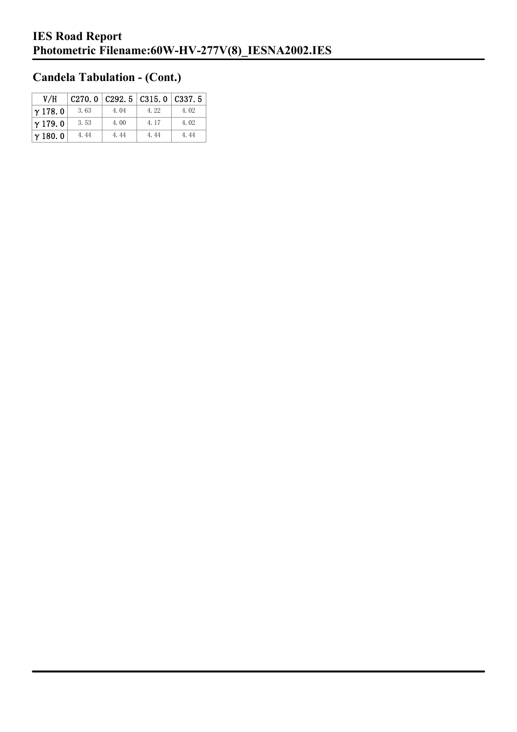## Candela Tabulation - (Cont.)

| V/H | C270.0 | C292.5 | C315.0 | C337.5 |
|---|---|---|---|---|
| γ 178.0 | 3.63 | 4.04 | 4.22 | 4.02 |
| γ 179.0 | 3.53 | 4.00 | 4.17 | 4.02 |
| γ 180.0 | 4.44 | 4.44 | 4.44 | 4.44 |